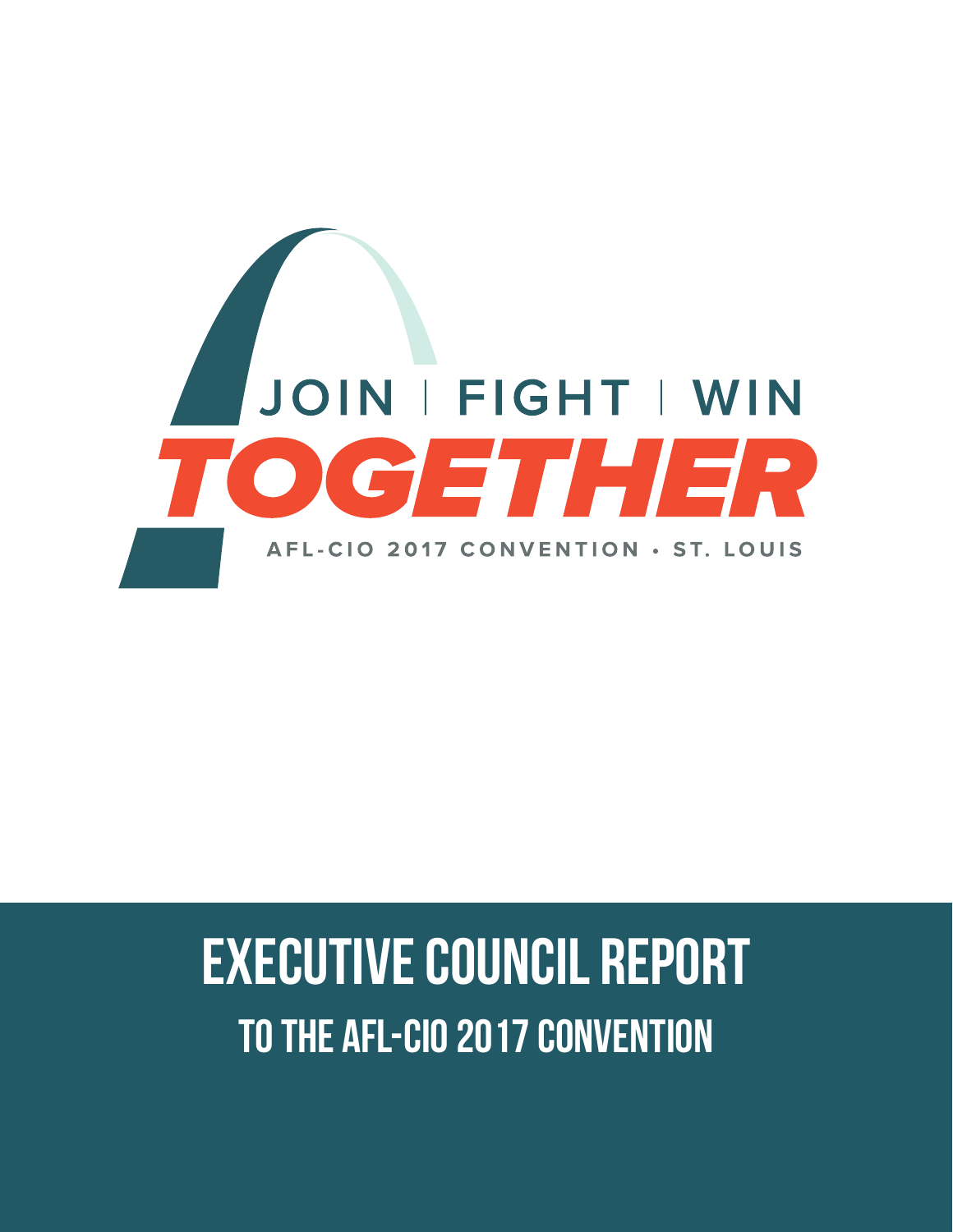JOIN | FIGHT | WIN

TOGETHER

AFL-CIO 2017 CONVENTION • ST. LOUIS

# EXECUTIVE COUNCIL REPORT

## TO THE AFL-CIO 2017 CONVENTION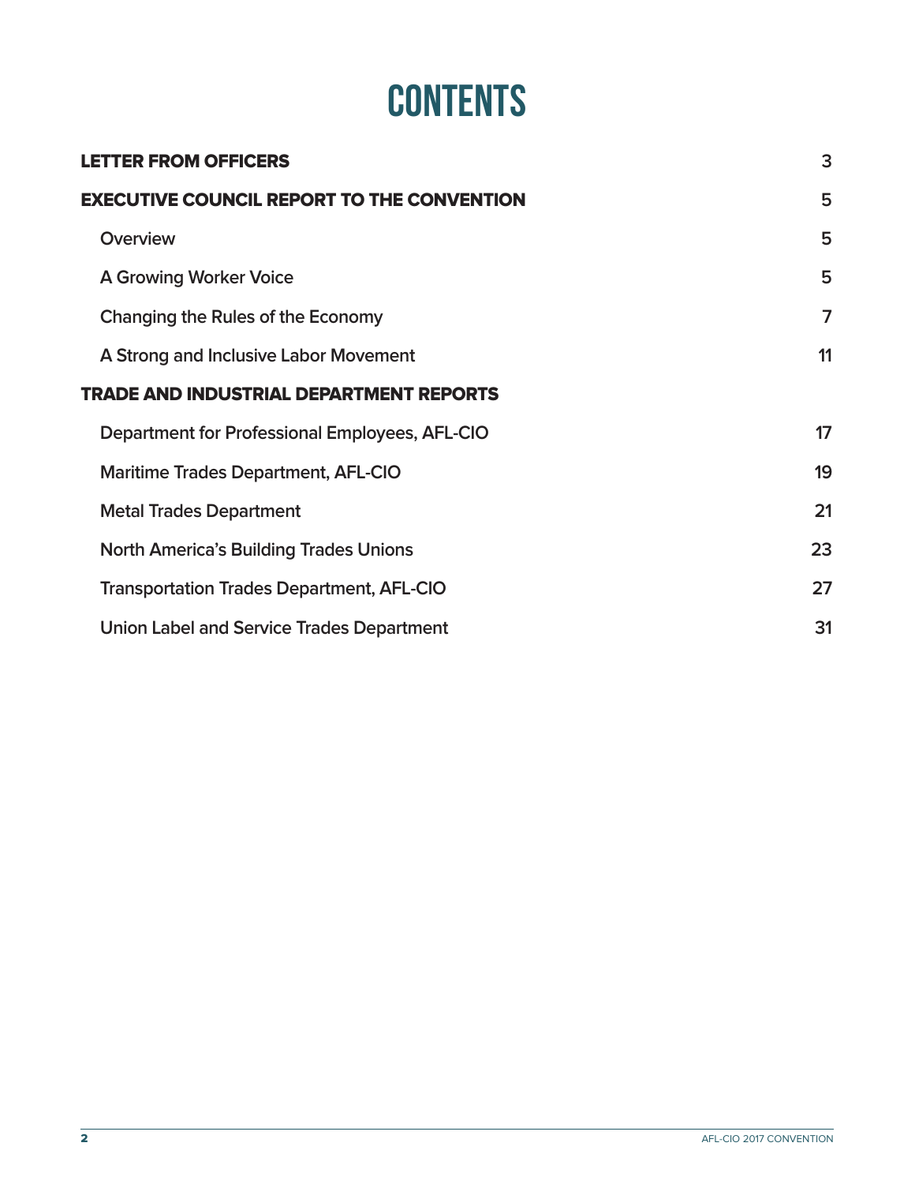# CONTENTS

| | |
|---|---|
| **LETTER FROM OFFICERS** | 3 |
| **EXECUTIVE COUNCIL REPORT TO THE CONVENTION** | 5 |
| Overview | 5 |
| A Growing Worker Voice | 5 |
| Changing the Rules of the Economy | 7 |
| A Strong and Inclusive Labor Movement | 11 |
| **TRADE AND INDUSTRIAL DEPARTMENT REPORTS** | |
| Department for Professional Employees, AFL-CIO | 17 |
| Maritime Trades Department, AFL-CIO | 19 |
| Metal Trades Department | 21 |
| North America's Building Trades Unions | 23 |
| Transportation Trades Department, AFL-CIO | 27 |
| Union Label and Service Trades Department | 31 |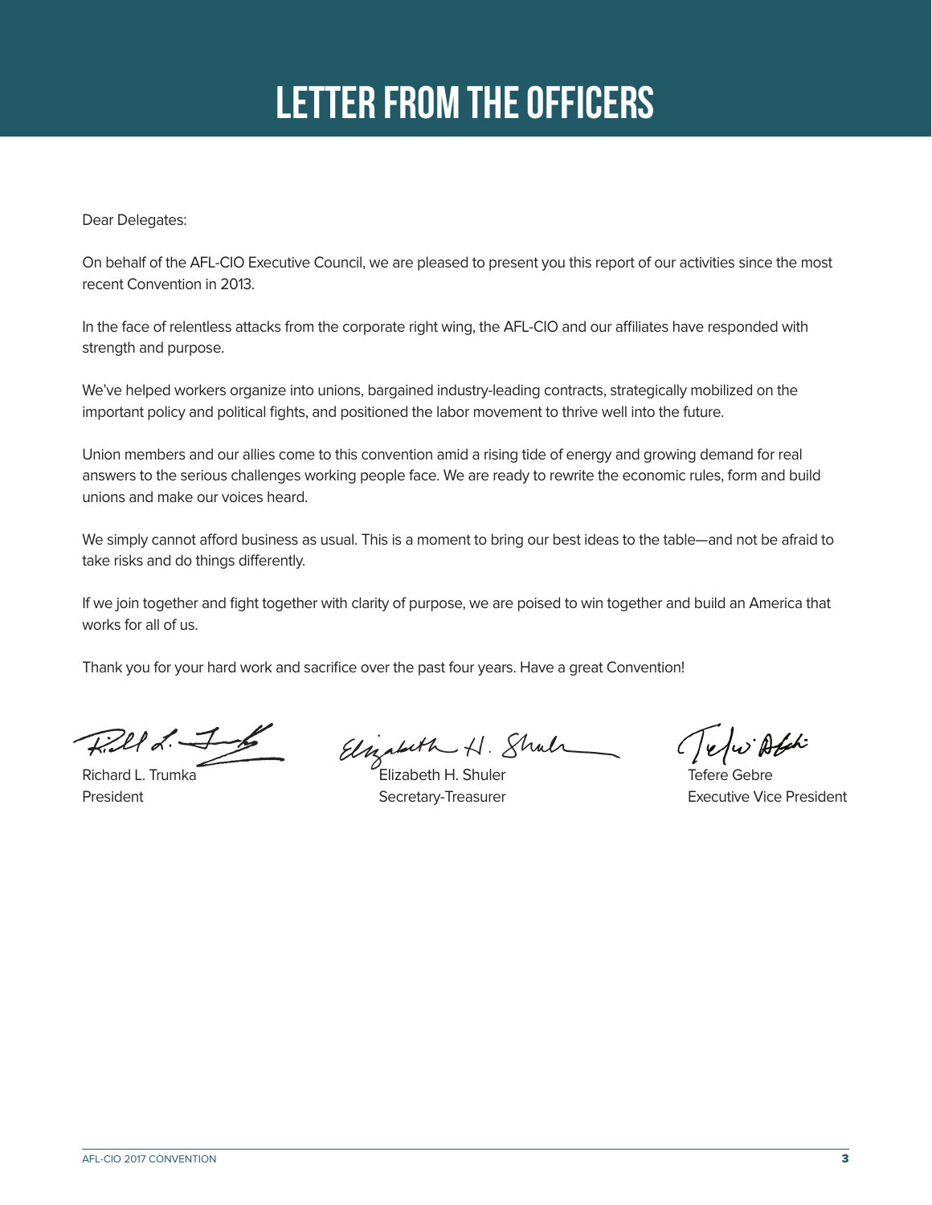# LETTER FROM THE OFFICERS

Dear Delegates:

On behalf of the AFL-CIO Executive Council, we are pleased to present you this report of our activities since the most recent Convention in 2013.

In the face of relentless attacks from the corporate right wing, the AFL-CIO and our affiliates have responded with strength and purpose.

We've helped workers organize into unions, bargained industry-leading contracts, strategically mobilized on the important policy and political fights, and positioned the labor movement to thrive well into the future.

Union members and our allies come to this convention amid a rising tide of energy and growing demand for real answers to the serious challenges working people face. We are ready to rewrite the economic rules, form and build unions and make our voices heard.

We simply cannot afford business as usual. This is a moment to bring our best ideas to the table—and not be afraid to take risks and do things differently.

If we join together and fight together with clarity of purpose, we are poised to win together and build an America that works for all of us.

Thank you for your hard work and sacrifice over the past four years. Have a great Convention!

| | | |
|---|---|---|
| Richard L. Trumka<br>President | Elizabeth H. Shuler<br>Secretary-Treasurer | Tefere Gebre<br>Executive Vice President |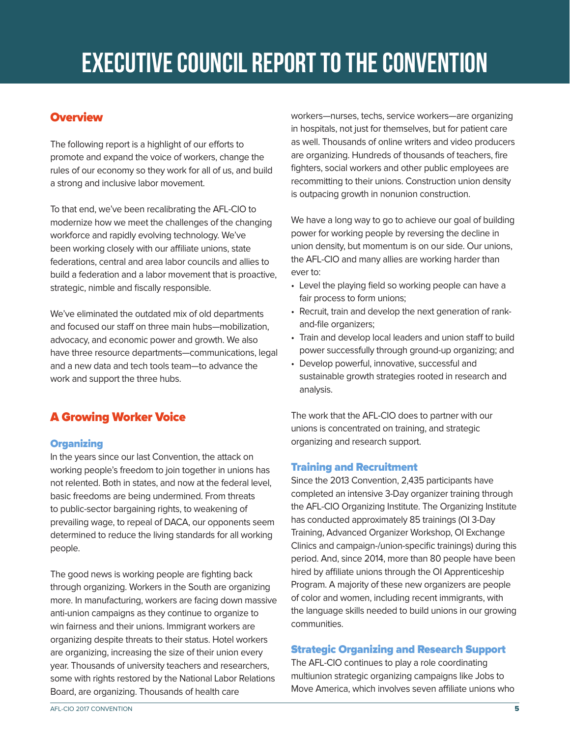# EXECUTIVE COUNCIL REPORT TO THE CONVENTION

## Overview

The following report is a highlight of our efforts to promote and expand the voice of workers, change the rules of our economy so they work for all of us, and build a strong and inclusive labor movement.

To that end, we've been recalibrating the AFL-CIO to modernize how we meet the challenges of the changing workforce and rapidly evolving technology. We've been working closely with our affiliate unions, state federations, central and area labor councils and allies to build a federation and a labor movement that is proactive, strategic, nimble and fiscally responsible.

We've eliminated the outdated mix of old departments and focused our staff on three main hubs—mobilization, advocacy, and economic power and growth. We also have three resource departments—communications, legal and a new data and tech tools team—to advance the work and support the three hubs.

## A Growing Worker Voice

### Organizing

In the years since our last Convention, the attack on working people's freedom to join together in unions has not relented. Both in states, and now at the federal level, basic freedoms are being undermined. From threats to public-sector bargaining rights, to weakening of prevailing wage, to repeal of DACA, our opponents seem determined to reduce the living standards for all working people.

The good news is working people are fighting back through organizing. Workers in the South are organizing more. In manufacturing, workers are facing down massive anti-union campaigns as they continue to organize to win fairness and their unions. Immigrant workers are organizing despite threats to their status. Hotel workers are organizing, increasing the size of their union every year. Thousands of university teachers and researchers, some with rights restored by the National Labor Relations Board, are organizing. Thousands of health care workers—nurses, techs, service workers—are organizing in hospitals, not just for themselves, but for patient care as well. Thousands of online writers and video producers are organizing. Hundreds of thousands of teachers, fire fighters, social workers and other public employees are recommitting to their unions. Construction union density is outpacing growth in nonunion construction.

We have a long way to go to achieve our goal of building power for working people by reversing the decline in union density, but momentum is on our side. Our unions, the AFL-CIO and many allies are working harder than ever to:

- Level the playing field so working people can have a fair process to form unions;
- Recruit, train and develop the next generation of rank-and-file organizers;
- Train and develop local leaders and union staff to build power successfully through ground-up organizing; and
- Develop powerful, innovative, successful and sustainable growth strategies rooted in research and analysis.

The work that the AFL-CIO does to partner with our unions is concentrated on training, and strategic organizing and research support.

### Training and Recruitment

Since the 2013 Convention, 2,435 participants have completed an intensive 3-Day organizer training through the AFL-CIO Organizing Institute. The Organizing Institute has conducted approximately 85 trainings (OI 3-Day Training, Advanced Organizer Workshop, OI Exchange Clinics and campaign-/union-specific trainings) during this period. And, since 2014, more than 80 people have been hired by affiliate unions through the OI Apprenticeship Program. A majority of these new organizers are people of color and women, including recent immigrants, with the language skills needed to build unions in our growing communities.

### Strategic Organizing and Research Support

The AFL-CIO continues to play a role coordinating multiunion strategic organizing campaigns like Jobs to Move America, which involves seven affiliate unions who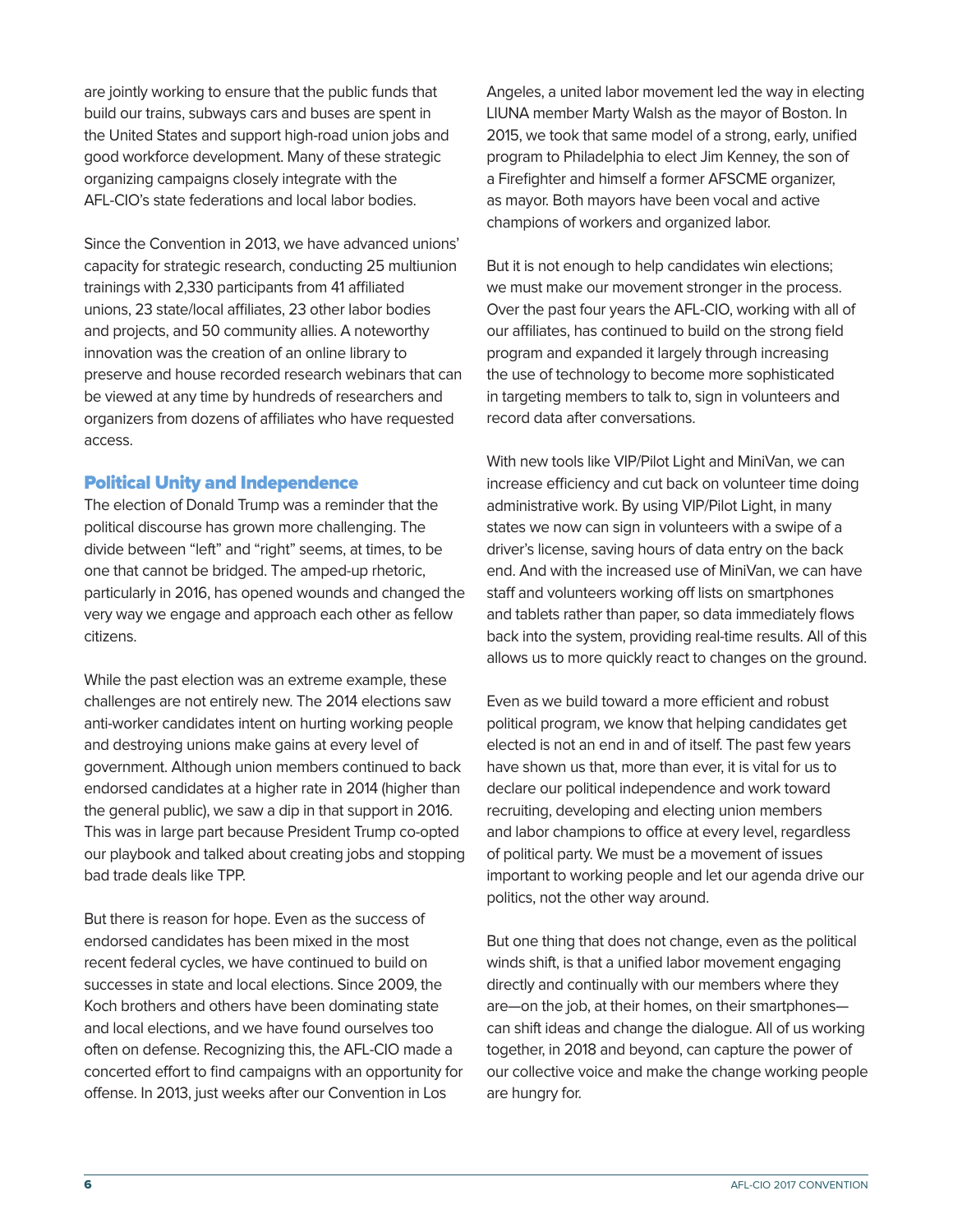are jointly working to ensure that the public funds that build our trains, subways cars and buses are spent in the United States and support high-road union jobs and good workforce development. Many of these strategic organizing campaigns closely integrate with the AFL-CIO's state federations and local labor bodies.

Since the Convention in 2013, we have advanced unions' capacity for strategic research, conducting 25 multiunion trainings with 2,330 participants from 41 affiliated unions, 23 state/local affiliates, 23 other labor bodies and projects, and 50 community allies. A noteworthy innovation was the creation of an online library to preserve and house recorded research webinars that can be viewed at any time by hundreds of researchers and organizers from dozens of affiliates who have requested access.

### Political Unity and Independence

The election of Donald Trump was a reminder that the political discourse has grown more challenging. The divide between "left" and "right" seems, at times, to be one that cannot be bridged. The amped-up rhetoric, particularly in 2016, has opened wounds and changed the very way we engage and approach each other as fellow citizens.

While the past election was an extreme example, these challenges are not entirely new. The 2014 elections saw anti-worker candidates intent on hurting working people and destroying unions make gains at every level of government. Although union members continued to back endorsed candidates at a higher rate in 2014 (higher than the general public), we saw a dip in that support in 2016. This was in large part because President Trump co-opted our playbook and talked about creating jobs and stopping bad trade deals like TPP.

But there is reason for hope. Even as the success of endorsed candidates has been mixed in the most recent federal cycles, we have continued to build on successes in state and local elections. Since 2009, the Koch brothers and others have been dominating state and local elections, and we have found ourselves too often on defense. Recognizing this, the AFL-CIO made a concerted effort to find campaigns with an opportunity for offense. In 2013, just weeks after our Convention in Los Angeles, a united labor movement led the way in electing LIUNA member Marty Walsh as the mayor of Boston. In 2015, we took that same model of a strong, early, unified program to Philadelphia to elect Jim Kenney, the son of a Firefighter and himself a former AFSCME organizer, as mayor. Both mayors have been vocal and active champions of workers and organized labor.

But it is not enough to help candidates win elections; we must make our movement stronger in the process. Over the past four years the AFL-CIO, working with all of our affiliates, has continued to build on the strong field program and expanded it largely through increasing the use of technology to become more sophisticated in targeting members to talk to, sign in volunteers and record data after conversations.

With new tools like VIP/Pilot Light and MiniVan, we can increase efficiency and cut back on volunteer time doing administrative work. By using VIP/Pilot Light, in many states we now can sign in volunteers with a swipe of a driver's license, saving hours of data entry on the back end. And with the increased use of MiniVan, we can have staff and volunteers working off lists on smartphones and tablets rather than paper, so data immediately flows back into the system, providing real-time results. All of this allows us to more quickly react to changes on the ground.

Even as we build toward a more efficient and robust political program, we know that helping candidates get elected is not an end in and of itself. The past few years have shown us that, more than ever, it is vital for us to declare our political independence and work toward recruiting, developing and electing union members and labor champions to office at every level, regardless of political party. We must be a movement of issues important to working people and let our agenda drive our politics, not the other way around.

But one thing that does not change, even as the political winds shift, is that a unified labor movement engaging directly and continually with our members where they are—on the job, at their homes, on their smartphones—can shift ideas and change the dialogue. All of us working together, in 2018 and beyond, can capture the power of our collective voice and make the change working people are hungry for.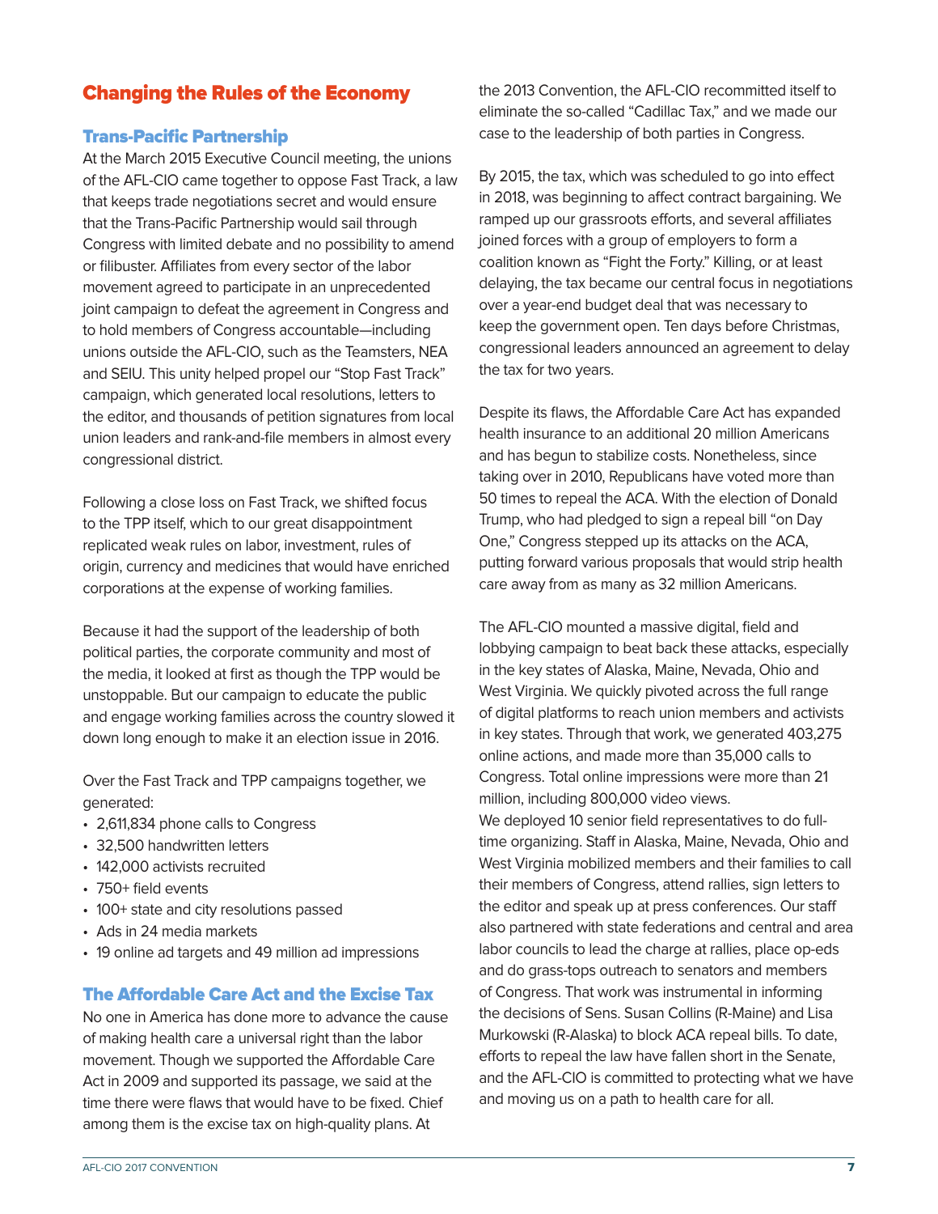## Changing the Rules of the Economy

### Trans-Pacific Partnership

At the March 2015 Executive Council meeting, the unions of the AFL-CIO came together to oppose Fast Track, a law that keeps trade negotiations secret and would ensure that the Trans-Pacific Partnership would sail through Congress with limited debate and no possibility to amend or filibuster. Affiliates from every sector of the labor movement agreed to participate in an unprecedented joint campaign to defeat the agreement in Congress and to hold members of Congress accountable—including unions outside the AFL-CIO, such as the Teamsters, NEA and SEIU. This unity helped propel our "Stop Fast Track" campaign, which generated local resolutions, letters to the editor, and thousands of petition signatures from local union leaders and rank-and-file members in almost every congressional district.

Following a close loss on Fast Track, we shifted focus to the TPP itself, which to our great disappointment replicated weak rules on labor, investment, rules of origin, currency and medicines that would have enriched corporations at the expense of working families.

Because it had the support of the leadership of both political parties, the corporate community and most of the media, it looked at first as though the TPP would be unstoppable. But our campaign to educate the public and engage working families across the country slowed it down long enough to make it an election issue in 2016.

Over the Fast Track and TPP campaigns together, we generated:

- 2,611,834 phone calls to Congress
- 32,500 handwritten letters
- 142,000 activists recruited
- 750+ field events
- 100+ state and city resolutions passed
- Ads in 24 media markets
- 19 online ad targets and 49 million ad impressions

### The Affordable Care Act and the Excise Tax

No one in America has done more to advance the cause of making health care a universal right than the labor movement. Though we supported the Affordable Care Act in 2009 and supported its passage, we said at the time there were flaws that would have to be fixed. Chief among them is the excise tax on high-quality plans. At the 2013 Convention, the AFL-CIO recommitted itself to eliminate the so-called "Cadillac Tax," and we made our case to the leadership of both parties in Congress.

By 2015, the tax, which was scheduled to go into effect in 2018, was beginning to affect contract bargaining. We ramped up our grassroots efforts, and several affiliates joined forces with a group of employers to form a coalition known as "Fight the Forty." Killing, or at least delaying, the tax became our central focus in negotiations over a year-end budget deal that was necessary to keep the government open. Ten days before Christmas, congressional leaders announced an agreement to delay the tax for two years.

Despite its flaws, the Affordable Care Act has expanded health insurance to an additional 20 million Americans and has begun to stabilize costs. Nonetheless, since taking over in 2010, Republicans have voted more than 50 times to repeal the ACA. With the election of Donald Trump, who had pledged to sign a repeal bill "on Day One," Congress stepped up its attacks on the ACA, putting forward various proposals that would strip health care away from as many as 32 million Americans.

The AFL-CIO mounted a massive digital, field and lobbying campaign to beat back these attacks, especially in the key states of Alaska, Maine, Nevada, Ohio and West Virginia. We quickly pivoted across the full range of digital platforms to reach union members and activists in key states. Through that work, we generated 403,275 online actions, and made more than 35,000 calls to Congress. Total online impressions were more than 21 million, including 800,000 video views.

We deployed 10 senior field representatives to do full-time organizing. Staff in Alaska, Maine, Nevada, Ohio and West Virginia mobilized members and their families to call their members of Congress, attend rallies, sign letters to the editor and speak up at press conferences. Our staff also partnered with state federations and central and area labor councils to lead the charge at rallies, place op-eds and do grass-tops outreach to senators and members of Congress. That work was instrumental in informing the decisions of Sens. Susan Collins (R-Maine) and Lisa Murkowski (R-Alaska) to block ACA repeal bills. To date, efforts to repeal the law have fallen short in the Senate, and the AFL-CIO is committed to protecting what we have and moving us on a path to health care for all.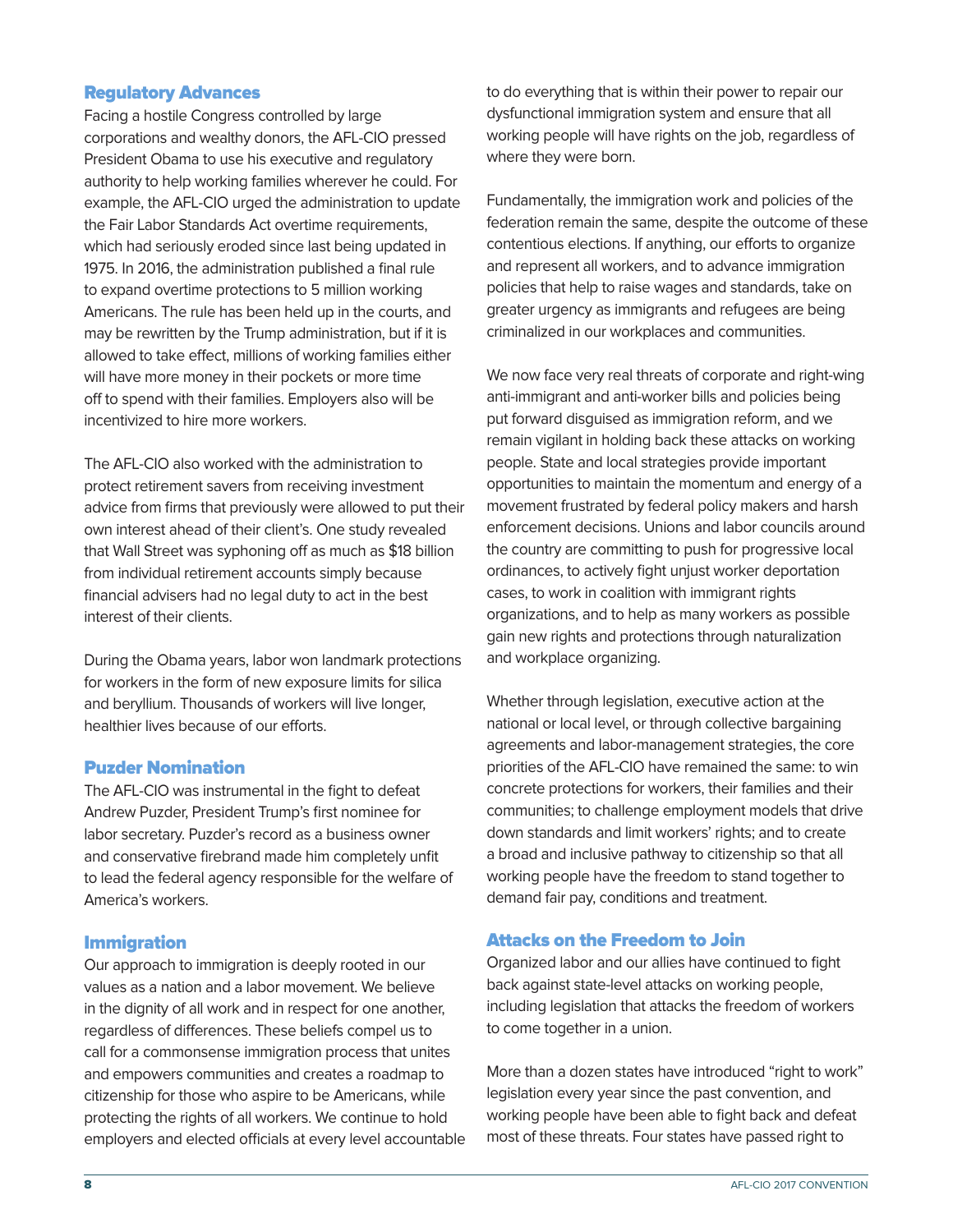## Regulatory Advances

Facing a hostile Congress controlled by large corporations and wealthy donors, the AFL-CIO pressed President Obama to use his executive and regulatory authority to help working families wherever he could. For example, the AFL-CIO urged the administration to update the Fair Labor Standards Act overtime requirements, which had seriously eroded since last being updated in 1975. In 2016, the administration published a final rule to expand overtime protections to 5 million working Americans. The rule has been held up in the courts, and may be rewritten by the Trump administration, but if it is allowed to take effect, millions of working families either will have more money in their pockets or more time off to spend with their families. Employers also will be incentivized to hire more workers.

The AFL-CIO also worked with the administration to protect retirement savers from receiving investment advice from firms that previously were allowed to put their own interest ahead of their client's. One study revealed that Wall Street was syphoning off as much as $18 billion from individual retirement accounts simply because financial advisers had no legal duty to act in the best interest of their clients.

During the Obama years, labor won landmark protections for workers in the form of new exposure limits for silica and beryllium. Thousands of workers will live longer, healthier lives because of our efforts.

## Puzder Nomination

The AFL-CIO was instrumental in the fight to defeat Andrew Puzder, President Trump's first nominee for labor secretary. Puzder's record as a business owner and conservative firebrand made him completely unfit to lead the federal agency responsible for the welfare of America's workers.

## Immigration

Our approach to immigration is deeply rooted in our values as a nation and a labor movement. We believe in the dignity of all work and in respect for one another, regardless of differences. These beliefs compel us to call for a commonsense immigration process that unites and empowers communities and creates a roadmap to citizenship for those who aspire to be Americans, while protecting the rights of all workers. We continue to hold employers and elected officials at every level accountable to do everything that is within their power to repair our dysfunctional immigration system and ensure that all working people will have rights on the job, regardless of where they were born.

Fundamentally, the immigration work and policies of the federation remain the same, despite the outcome of these contentious elections. If anything, our efforts to organize and represent all workers, and to advance immigration policies that help to raise wages and standards, take on greater urgency as immigrants and refugees are being criminalized in our workplaces and communities.

We now face very real threats of corporate and right-wing anti-immigrant and anti-worker bills and policies being put forward disguised as immigration reform, and we remain vigilant in holding back these attacks on working people. State and local strategies provide important opportunities to maintain the momentum and energy of a movement frustrated by federal policy makers and harsh enforcement decisions. Unions and labor councils around the country are committing to push for progressive local ordinances, to actively fight unjust worker deportation cases, to work in coalition with immigrant rights organizations, and to help as many workers as possible gain new rights and protections through naturalization and workplace organizing.

Whether through legislation, executive action at the national or local level, or through collective bargaining agreements and labor-management strategies, the core priorities of the AFL-CIO have remained the same: to win concrete protections for workers, their families and their communities; to challenge employment models that drive down standards and limit workers' rights; and to create a broad and inclusive pathway to citizenship so that all working people have the freedom to stand together to demand fair pay, conditions and treatment.

## Attacks on the Freedom to Join

Organized labor and our allies have continued to fight back against state-level attacks on working people, including legislation that attacks the freedom of workers to come together in a union.

More than a dozen states have introduced "right to work" legislation every year since the past convention, and working people have been able to fight back and defeat most of these threats. Four states have passed right to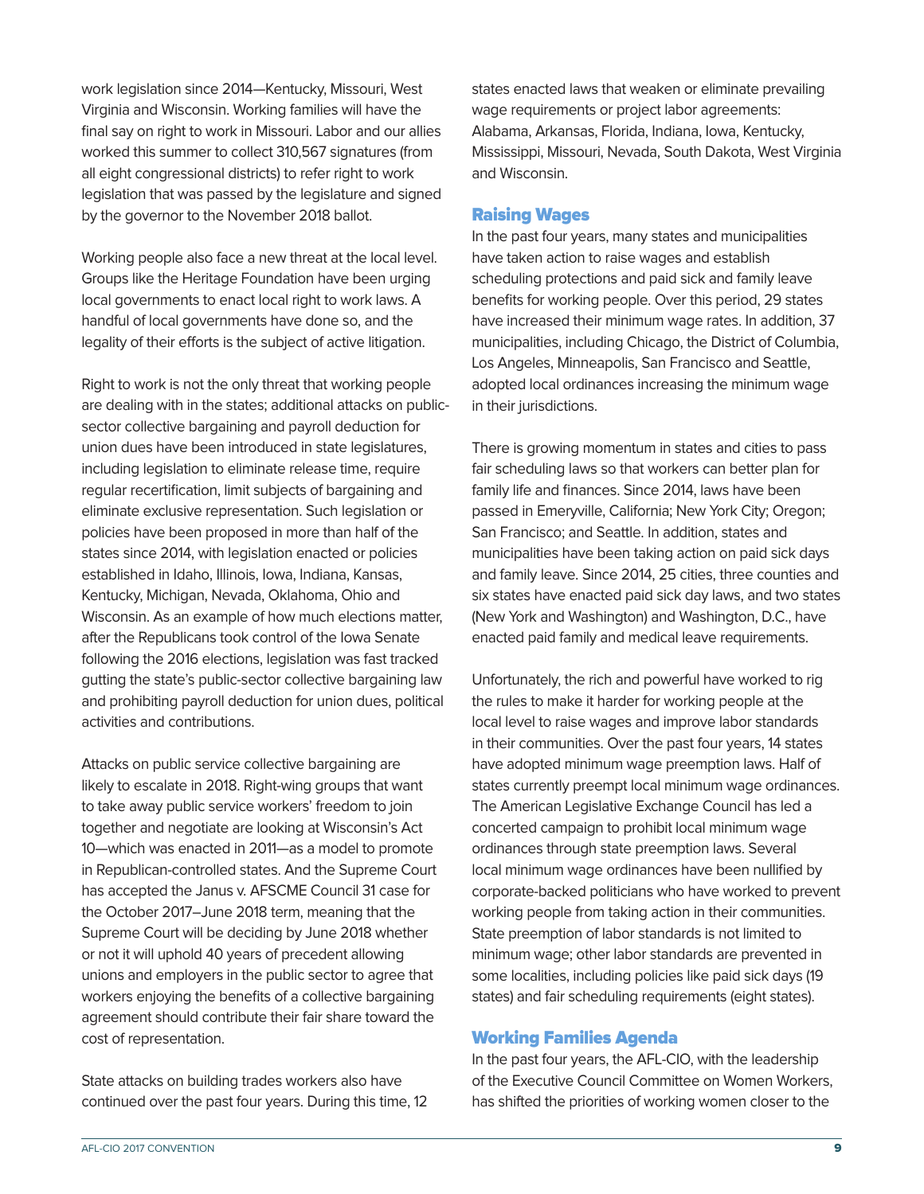work legislation since 2014—Kentucky, Missouri, West Virginia and Wisconsin. Working families will have the final say on right to work in Missouri. Labor and our allies worked this summer to collect 310,567 signatures (from all eight congressional districts) to refer right to work legislation that was passed by the legislature and signed by the governor to the November 2018 ballot.

Working people also face a new threat at the local level. Groups like the Heritage Foundation have been urging local governments to enact local right to work laws. A handful of local governments have done so, and the legality of their efforts is the subject of active litigation.

Right to work is not the only threat that working people are dealing with in the states; additional attacks on public-sector collective bargaining and payroll deduction for union dues have been introduced in state legislatures, including legislation to eliminate release time, require regular recertification, limit subjects of bargaining and eliminate exclusive representation. Such legislation or policies have been proposed in more than half of the states since 2014, with legislation enacted or policies established in Idaho, Illinois, Iowa, Indiana, Kansas, Kentucky, Michigan, Nevada, Oklahoma, Ohio and Wisconsin. As an example of how much elections matter, after the Republicans took control of the Iowa Senate following the 2016 elections, legislation was fast tracked gutting the state's public-sector collective bargaining law and prohibiting payroll deduction for union dues, political activities and contributions.

Attacks on public service collective bargaining are likely to escalate in 2018. Right-wing groups that want to take away public service workers' freedom to join together and negotiate are looking at Wisconsin's Act 10—which was enacted in 2011—as a model to promote in Republican-controlled states. And the Supreme Court has accepted the Janus v. AFSCME Council 31 case for the October 2017–June 2018 term, meaning that the Supreme Court will be deciding by June 2018 whether or not it will uphold 40 years of precedent allowing unions and employers in the public sector to agree that workers enjoying the benefits of a collective bargaining agreement should contribute their fair share toward the cost of representation.

State attacks on building trades workers also have continued over the past four years. During this time, 12 states enacted laws that weaken or eliminate prevailing wage requirements or project labor agreements: Alabama, Arkansas, Florida, Indiana, Iowa, Kentucky, Mississippi, Missouri, Nevada, South Dakota, West Virginia and Wisconsin.

## Raising Wages

In the past four years, many states and municipalities have taken action to raise wages and establish scheduling protections and paid sick and family leave benefits for working people. Over this period, 29 states have increased their minimum wage rates. In addition, 37 municipalities, including Chicago, the District of Columbia, Los Angeles, Minneapolis, San Francisco and Seattle, adopted local ordinances increasing the minimum wage in their jurisdictions.

There is growing momentum in states and cities to pass fair scheduling laws so that workers can better plan for family life and finances. Since 2014, laws have been passed in Emeryville, California; New York City; Oregon; San Francisco; and Seattle. In addition, states and municipalities have been taking action on paid sick days and family leave. Since 2014, 25 cities, three counties and six states have enacted paid sick day laws, and two states (New York and Washington) and Washington, D.C., have enacted paid family and medical leave requirements.

Unfortunately, the rich and powerful have worked to rig the rules to make it harder for working people at the local level to raise wages and improve labor standards in their communities. Over the past four years, 14 states have adopted minimum wage preemption laws. Half of states currently preempt local minimum wage ordinances. The American Legislative Exchange Council has led a concerted campaign to prohibit local minimum wage ordinances through state preemption laws. Several local minimum wage ordinances have been nullified by corporate-backed politicians who have worked to prevent working people from taking action in their communities. State preemption of labor standards is not limited to minimum wage; other labor standards are prevented in some localities, including policies like paid sick days (19 states) and fair scheduling requirements (eight states).

## Working Families Agenda

In the past four years, the AFL-CIO, with the leadership of the Executive Council Committee on Women Workers, has shifted the priorities of working women closer to the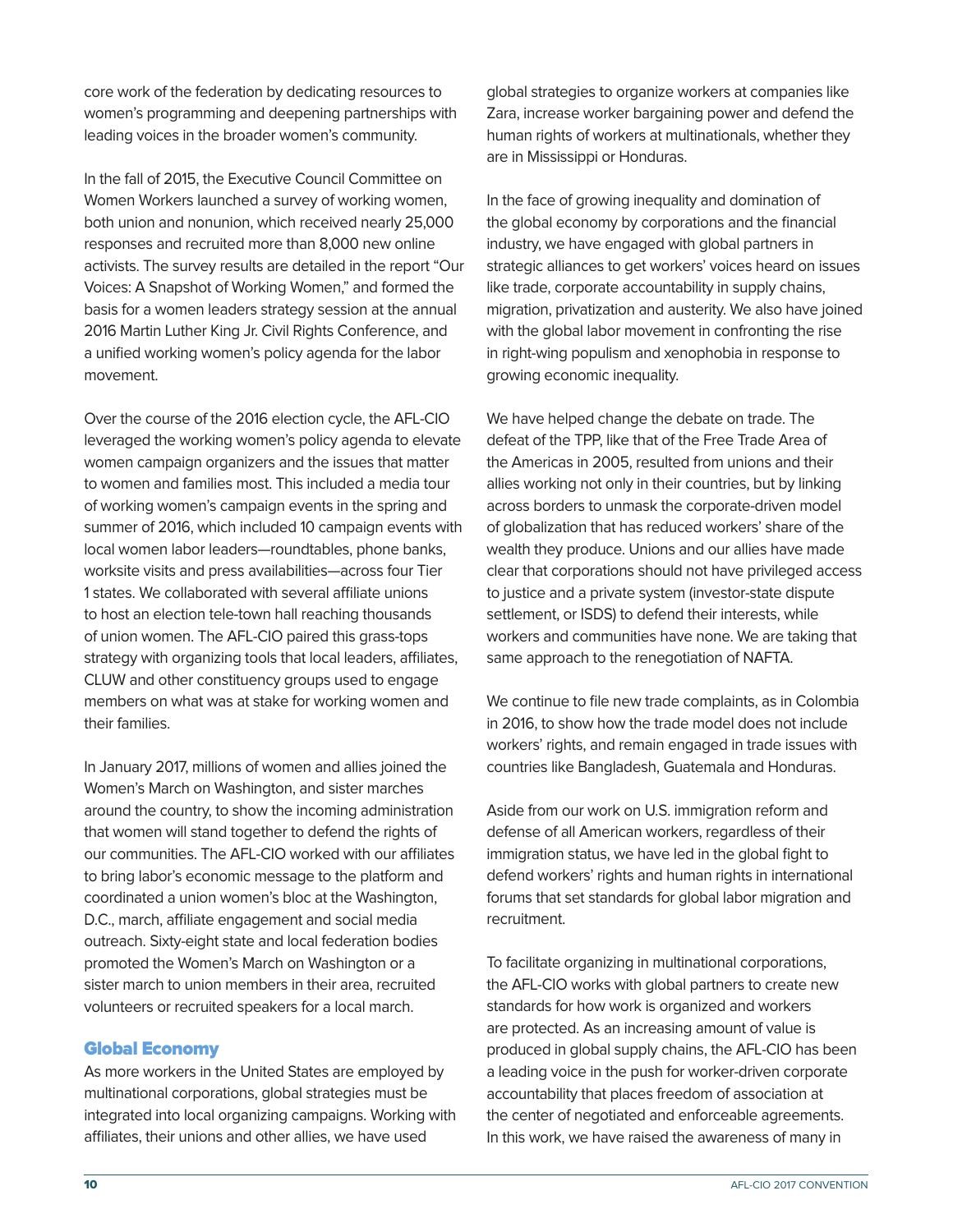core work of the federation by dedicating resources to women's programming and deepening partnerships with leading voices in the broader women's community.

In the fall of 2015, the Executive Council Committee on Women Workers launched a survey of working women, both union and nonunion, which received nearly 25,000 responses and recruited more than 8,000 new online activists. The survey results are detailed in the report "Our Voices: A Snapshot of Working Women," and formed the basis for a women leaders strategy session at the annual 2016 Martin Luther King Jr. Civil Rights Conference, and a unified working women's policy agenda for the labor movement.

Over the course of the 2016 election cycle, the AFL-CIO leveraged the working women's policy agenda to elevate women campaign organizers and the issues that matter to women and families most. This included a media tour of working women's campaign events in the spring and summer of 2016, which included 10 campaign events with local women labor leaders—roundtables, phone banks, worksite visits and press availabilities—across four Tier 1 states. We collaborated with several affiliate unions to host an election tele-town hall reaching thousands of union women. The AFL-CIO paired this grass-tops strategy with organizing tools that local leaders, affiliates, CLUW and other constituency groups used to engage members on what was at stake for working women and their families.

In January 2017, millions of women and allies joined the Women's March on Washington, and sister marches around the country, to show the incoming administration that women will stand together to defend the rights of our communities. The AFL-CIO worked with our affiliates to bring labor's economic message to the platform and coordinated a union women's bloc at the Washington, D.C., march, affiliate engagement and social media outreach. Sixty-eight state and local federation bodies promoted the Women's March on Washington or a sister march to union members in their area, recruited volunteers or recruited speakers for a local march.

## Global Economy

As more workers in the United States are employed by multinational corporations, global strategies must be integrated into local organizing campaigns. Working with affiliates, their unions and other allies, we have used global strategies to organize workers at companies like Zara, increase worker bargaining power and defend the human rights of workers at multinationals, whether they are in Mississippi or Honduras.

In the face of growing inequality and domination of the global economy by corporations and the financial industry, we have engaged with global partners in strategic alliances to get workers' voices heard on issues like trade, corporate accountability in supply chains, migration, privatization and austerity. We also have joined with the global labor movement in confronting the rise in right-wing populism and xenophobia in response to growing economic inequality.

We have helped change the debate on trade. The defeat of the TPP, like that of the Free Trade Area of the Americas in 2005, resulted from unions and their allies working not only in their countries, but by linking across borders to unmask the corporate-driven model of globalization that has reduced workers' share of the wealth they produce. Unions and our allies have made clear that corporations should not have privileged access to justice and a private system (investor-state dispute settlement, or ISDS) to defend their interests, while workers and communities have none. We are taking that same approach to the renegotiation of NAFTA.

We continue to file new trade complaints, as in Colombia in 2016, to show how the trade model does not include workers' rights, and remain engaged in trade issues with countries like Bangladesh, Guatemala and Honduras.

Aside from our work on U.S. immigration reform and defense of all American workers, regardless of their immigration status, we have led in the global fight to defend workers' rights and human rights in international forums that set standards for global labor migration and recruitment.

To facilitate organizing in multinational corporations, the AFL-CIO works with global partners to create new standards for how work is organized and workers are protected. As an increasing amount of value is produced in global supply chains, the AFL-CIO has been a leading voice in the push for worker-driven corporate accountability that places freedom of association at the center of negotiated and enforceable agreements. In this work, we have raised the awareness of many in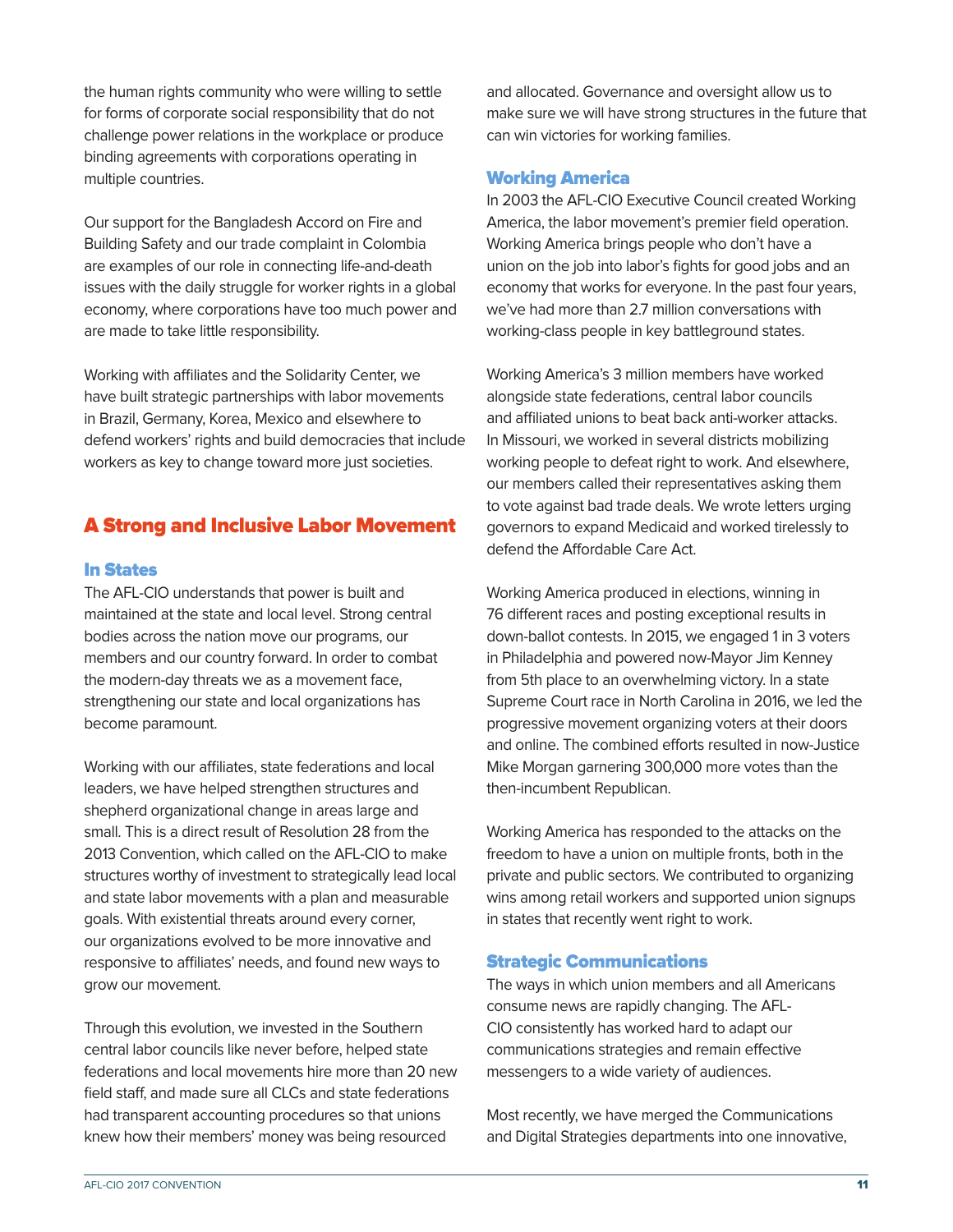the human rights community who were willing to settle for forms of corporate social responsibility that do not challenge power relations in the workplace or produce binding agreements with corporations operating in multiple countries.

Our support for the Bangladesh Accord on Fire and Building Safety and our trade complaint in Colombia are examples of our role in connecting life-and-death issues with the daily struggle for worker rights in a global economy, where corporations have too much power and are made to take little responsibility.

Working with affiliates and the Solidarity Center, we have built strategic partnerships with labor movements in Brazil, Germany, Korea, Mexico and elsewhere to defend workers' rights and build democracies that include workers as key to change toward more just societies.

## A Strong and Inclusive Labor Movement

### In States

The AFL-CIO understands that power is built and maintained at the state and local level. Strong central bodies across the nation move our programs, our members and our country forward. In order to combat the modern-day threats we as a movement face, strengthening our state and local organizations has become paramount.

Working with our affiliates, state federations and local leaders, we have helped strengthen structures and shepherd organizational change in areas large and small. This is a direct result of Resolution 28 from the 2013 Convention, which called on the AFL-CIO to make structures worthy of investment to strategically lead local and state labor movements with a plan and measurable goals. With existential threats around every corner, our organizations evolved to be more innovative and responsive to affiliates' needs, and found new ways to grow our movement.

Through this evolution, we invested in the Southern central labor councils like never before, helped state federations and local movements hire more than 20 new field staff, and made sure all CLCs and state federations had transparent accounting procedures so that unions knew how their members' money was being resourced and allocated. Governance and oversight allow us to make sure we will have strong structures in the future that can win victories for working families.

### Working America

In 2003 the AFL-CIO Executive Council created Working America, the labor movement's premier field operation. Working America brings people who don't have a union on the job into labor's fights for good jobs and an economy that works for everyone. In the past four years, we've had more than 2.7 million conversations with working-class people in key battleground states.

Working America's 3 million members have worked alongside state federations, central labor councils and affiliated unions to beat back anti-worker attacks. In Missouri, we worked in several districts mobilizing working people to defeat right to work. And elsewhere, our members called their representatives asking them to vote against bad trade deals. We wrote letters urging governors to expand Medicaid and worked tirelessly to defend the Affordable Care Act.

Working America produced in elections, winning in 76 different races and posting exceptional results in down-ballot contests. In 2015, we engaged 1 in 3 voters in Philadelphia and powered now-Mayor Jim Kenney from 5th place to an overwhelming victory. In a state Supreme Court race in North Carolina in 2016, we led the progressive movement organizing voters at their doors and online. The combined efforts resulted in now-Justice Mike Morgan garnering 300,000 more votes than the then-incumbent Republican.

Working America has responded to the attacks on the freedom to have a union on multiple fronts, both in the private and public sectors. We contributed to organizing wins among retail workers and supported union signups in states that recently went right to work.

### Strategic Communications

The ways in which union members and all Americans consume news are rapidly changing. The AFL-CIO consistently has worked hard to adapt our communications strategies and remain effective messengers to a wide variety of audiences.

Most recently, we have merged the Communications and Digital Strategies departments into one innovative,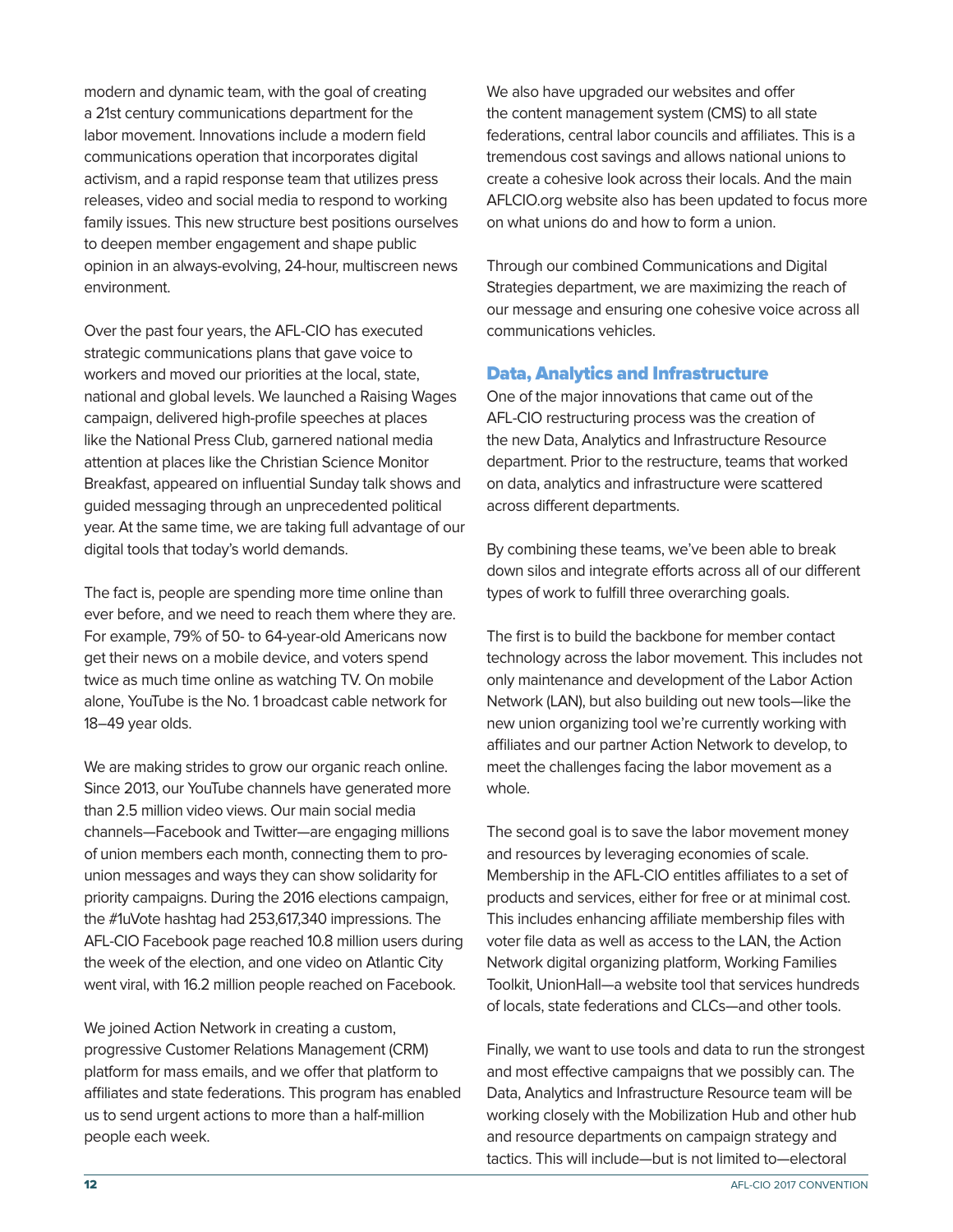modern and dynamic team, with the goal of creating a 21st century communications department for the labor movement. Innovations include a modern field communications operation that incorporates digital activism, and a rapid response team that utilizes press releases, video and social media to respond to working family issues. This new structure best positions ourselves to deepen member engagement and shape public opinion in an always-evolving, 24-hour, multiscreen news environment.

Over the past four years, the AFL-CIO has executed strategic communications plans that gave voice to workers and moved our priorities at the local, state, national and global levels. We launched a Raising Wages campaign, delivered high-profile speeches at places like the National Press Club, garnered national media attention at places like the Christian Science Monitor Breakfast, appeared on influential Sunday talk shows and guided messaging through an unprecedented political year. At the same time, we are taking full advantage of our digital tools that today's world demands.

The fact is, people are spending more time online than ever before, and we need to reach them where they are. For example, 79% of 50- to 64-year-old Americans now get their news on a mobile device, and voters spend twice as much time online as watching TV. On mobile alone, YouTube is the No. 1 broadcast cable network for 18–49 year olds.

We are making strides to grow our organic reach online. Since 2013, our YouTube channels have generated more than 2.5 million video views. Our main social media channels—Facebook and Twitter—are engaging millions of union members each month, connecting them to pro-union messages and ways they can show solidarity for priority campaigns. During the 2016 elections campaign, the #1uVote hashtag had 253,617,340 impressions. The AFL-CIO Facebook page reached 10.8 million users during the week of the election, and one video on Atlantic City went viral, with 16.2 million people reached on Facebook.

We joined Action Network in creating a custom, progressive Customer Relations Management (CRM) platform for mass emails, and we offer that platform to affiliates and state federations. This program has enabled us to send urgent actions to more than a half-million people each week.

We also have upgraded our websites and offer the content management system (CMS) to all state federations, central labor councils and affiliates. This is a tremendous cost savings and allows national unions to create a cohesive look across their locals. And the main AFLCIO.org website also has been updated to focus more on what unions do and how to form a union.

Through our combined Communications and Digital Strategies department, we are maximizing the reach of our message and ensuring one cohesive voice across all communications vehicles.

## Data, Analytics and Infrastructure

One of the major innovations that came out of the AFL-CIO restructuring process was the creation of the new Data, Analytics and Infrastructure Resource department. Prior to the restructure, teams that worked on data, analytics and infrastructure were scattered across different departments.

By combining these teams, we've been able to break down silos and integrate efforts across all of our different types of work to fulfill three overarching goals.

The first is to build the backbone for member contact technology across the labor movement. This includes not only maintenance and development of the Labor Action Network (LAN), but also building out new tools—like the new union organizing tool we're currently working with affiliates and our partner Action Network to develop, to meet the challenges facing the labor movement as a whole.

The second goal is to save the labor movement money and resources by leveraging economies of scale. Membership in the AFL-CIO entitles affiliates to a set of products and services, either for free or at minimal cost. This includes enhancing affiliate membership files with voter file data as well as access to the LAN, the Action Network digital organizing platform, Working Families Toolkit, UnionHall—a website tool that services hundreds of locals, state federations and CLCs—and other tools.

Finally, we want to use tools and data to run the strongest and most effective campaigns that we possibly can. The Data, Analytics and Infrastructure Resource team will be working closely with the Mobilization Hub and other hub and resource departments on campaign strategy and tactics. This will include—but is not limited to—electoral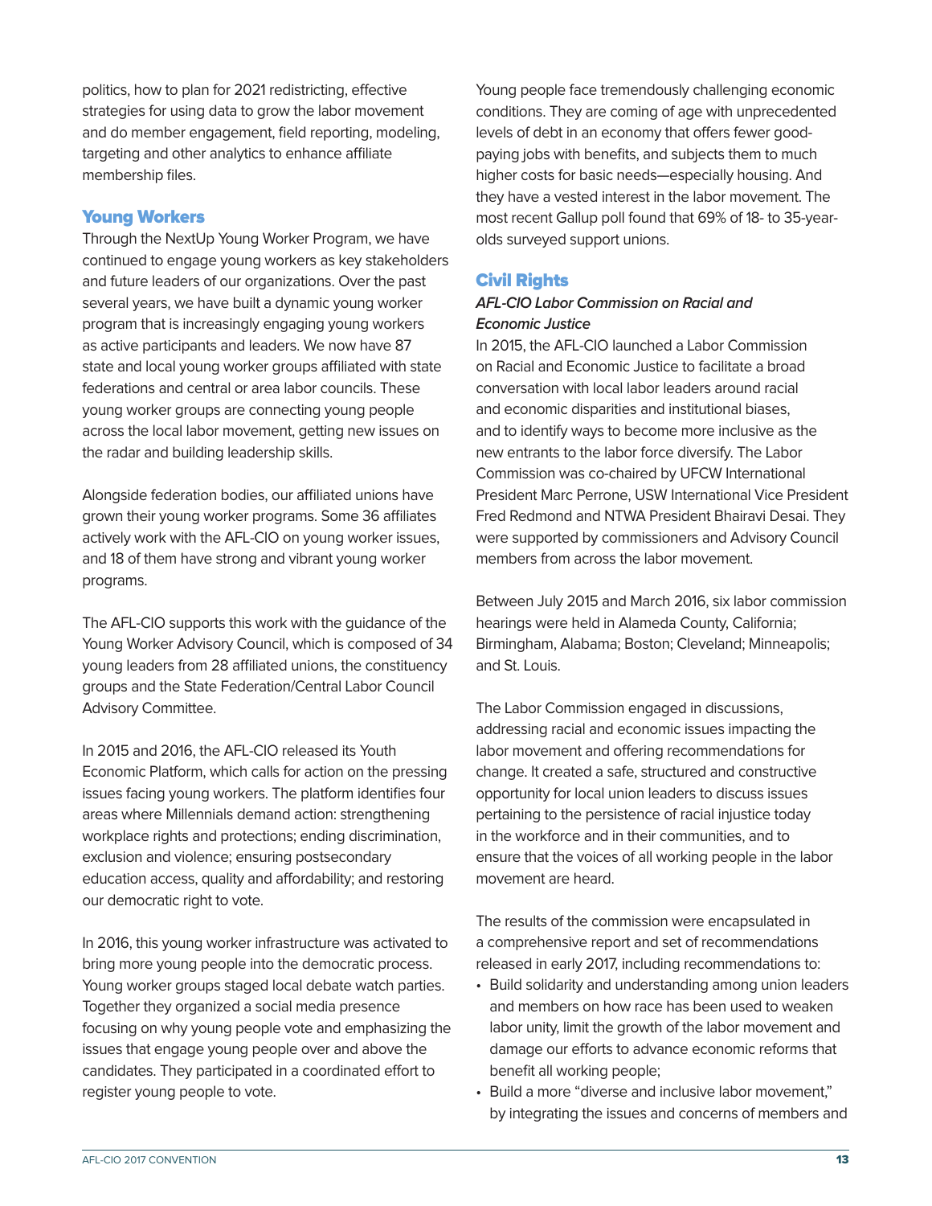politics, how to plan for 2021 redistricting, effective strategies for using data to grow the labor movement and do member engagement, field reporting, modeling, targeting and other analytics to enhance affiliate membership files.

## Young Workers

Through the NextUp Young Worker Program, we have continued to engage young workers as key stakeholders and future leaders of our organizations. Over the past several years, we have built a dynamic young worker program that is increasingly engaging young workers as active participants and leaders. We now have 87 state and local young worker groups affiliated with state federations and central or area labor councils. These young worker groups are connecting young people across the local labor movement, getting new issues on the radar and building leadership skills.

Alongside federation bodies, our affiliated unions have grown their young worker programs. Some 36 affiliates actively work with the AFL-CIO on young worker issues, and 18 of them have strong and vibrant young worker programs.

The AFL-CIO supports this work with the guidance of the Young Worker Advisory Council, which is composed of 34 young leaders from 28 affiliated unions, the constituency groups and the State Federation/Central Labor Council Advisory Committee.

In 2015 and 2016, the AFL-CIO released its Youth Economic Platform, which calls for action on the pressing issues facing young workers. The platform identifies four areas where Millennials demand action: strengthening workplace rights and protections; ending discrimination, exclusion and violence; ensuring postsecondary education access, quality and affordability; and restoring our democratic right to vote.

In 2016, this young worker infrastructure was activated to bring more young people into the democratic process. Young worker groups staged local debate watch parties. Together they organized a social media presence focusing on why young people vote and emphasizing the issues that engage young people over and above the candidates. They participated in a coordinated effort to register young people to vote.

Young people face tremendously challenging economic conditions. They are coming of age with unprecedented levels of debt in an economy that offers fewer good-paying jobs with benefits, and subjects them to much higher costs for basic needs—especially housing. And they have a vested interest in the labor movement. The most recent Gallup poll found that 69% of 18- to 35-year-olds surveyed support unions.

## Civil Rights

### *AFL-CIO Labor Commission on Racial and Economic Justice*

In 2015, the AFL-CIO launched a Labor Commission on Racial and Economic Justice to facilitate a broad conversation with local labor leaders around racial and economic disparities and institutional biases, and to identify ways to become more inclusive as the new entrants to the labor force diversify. The Labor Commission was co-chaired by UFCW International President Marc Perrone, USW International Vice President Fred Redmond and NTWA President Bhairavi Desai. They were supported by commissioners and Advisory Council members from across the labor movement.

Between July 2015 and March 2016, six labor commission hearings were held in Alameda County, California; Birmingham, Alabama; Boston; Cleveland; Minneapolis; and St. Louis.

The Labor Commission engaged in discussions, addressing racial and economic issues impacting the labor movement and offering recommendations for change. It created a safe, structured and constructive opportunity for local union leaders to discuss issues pertaining to the persistence of racial injustice today in the workforce and in their communities, and to ensure that the voices of all working people in the labor movement are heard.

The results of the commission were encapsulated in a comprehensive report and set of recommendations released in early 2017, including recommendations to:

- Build solidarity and understanding among union leaders and members on how race has been used to weaken labor unity, limit the growth of the labor movement and damage our efforts to advance economic reforms that benefit all working people;
- Build a more "diverse and inclusive labor movement," by integrating the issues and concerns of members and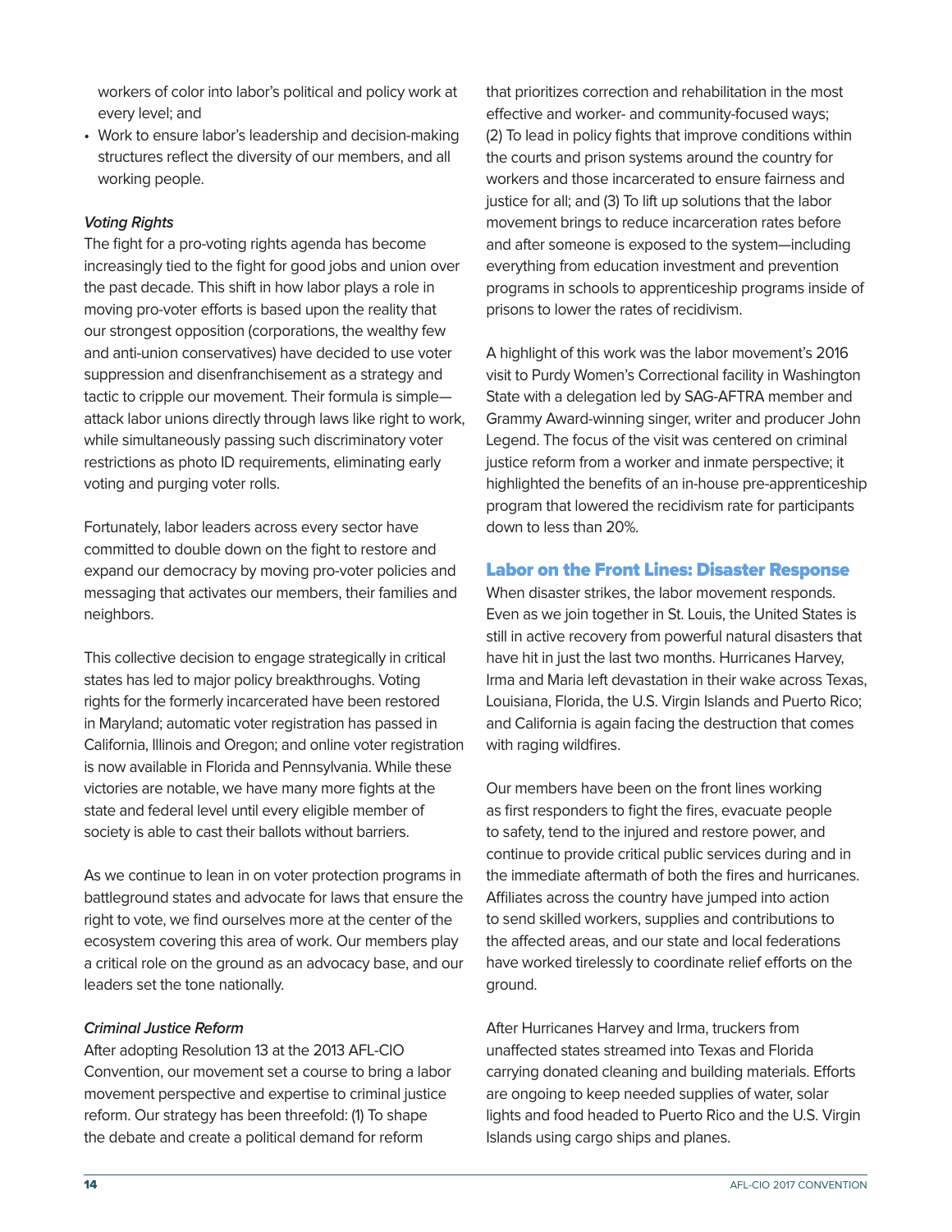workers of color into labor's political and policy work at every level; and
- Work to ensure labor's leadership and decision-making structures reflect the diversity of our members, and all working people.

*Voting Rights*

The fight for a pro-voting rights agenda has become increasingly tied to the fight for good jobs and union over the past decade. This shift in how labor plays a role in moving pro-voter efforts is based upon the reality that our strongest opposition (corporations, the wealthy few and anti-union conservatives) have decided to use voter suppression and disenfranchisement as a strategy and tactic to cripple our movement. Their formula is simple—attack labor unions directly through laws like right to work, while simultaneously passing such discriminatory voter restrictions as photo ID requirements, eliminating early voting and purging voter rolls.

Fortunately, labor leaders across every sector have committed to double down on the fight to restore and expand our democracy by moving pro-voter policies and messaging that activates our members, their families and neighbors.

This collective decision to engage strategically in critical states has led to major policy breakthroughs. Voting rights for the formerly incarcerated have been restored in Maryland; automatic voter registration has passed in California, Illinois and Oregon; and online voter registration is now available in Florida and Pennsylvania. While these victories are notable, we have many more fights at the state and federal level until every eligible member of society is able to cast their ballots without barriers.

As we continue to lean in on voter protection programs in battleground states and advocate for laws that ensure the right to vote, we find ourselves more at the center of the ecosystem covering this area of work. Our members play a critical role on the ground as an advocacy base, and our leaders set the tone nationally.

*Criminal Justice Reform*

After adopting Resolution 13 at the 2013 AFL-CIO Convention, our movement set a course to bring a labor movement perspective and expertise to criminal justice reform. Our strategy has been threefold: (1) To shape the debate and create a political demand for reform that prioritizes correction and rehabilitation in the most effective and worker- and community-focused ways; (2) To lead in policy fights that improve conditions within the courts and prison systems around the country for workers and those incarcerated to ensure fairness and justice for all; and (3) To lift up solutions that the labor movement brings to reduce incarceration rates before and after someone is exposed to the system—including everything from education investment and prevention programs in schools to apprenticeship programs inside of prisons to lower the rates of recidivism.

A highlight of this work was the labor movement's 2016 visit to Purdy Women's Correctional facility in Washington State with a delegation led by SAG-AFTRA member and Grammy Award-winning singer, writer and producer John Legend. The focus of the visit was centered on criminal justice reform from a worker and inmate perspective; it highlighted the benefits of an in-house pre-apprenticeship program that lowered the recidivism rate for participants down to less than 20%.

## Labor on the Front Lines: Disaster Response

When disaster strikes, the labor movement responds. Even as we join together in St. Louis, the United States is still in active recovery from powerful natural disasters that have hit in just the last two months. Hurricanes Harvey, Irma and Maria left devastation in their wake across Texas, Louisiana, Florida, the U.S. Virgin Islands and Puerto Rico; and California is again facing the destruction that comes with raging wildfires.

Our members have been on the front lines working as first responders to fight the fires, evacuate people to safety, tend to the injured and restore power, and continue to provide critical public services during and in the immediate aftermath of both the fires and hurricanes. Affiliates across the country have jumped into action to send skilled workers, supplies and contributions to the affected areas, and our state and local federations have worked tirelessly to coordinate relief efforts on the ground.

After Hurricanes Harvey and Irma, truckers from unaffected states streamed into Texas and Florida carrying donated cleaning and building materials. Efforts are ongoing to keep needed supplies of water, solar lights and food headed to Puerto Rico and the U.S. Virgin Islands using cargo ships and planes.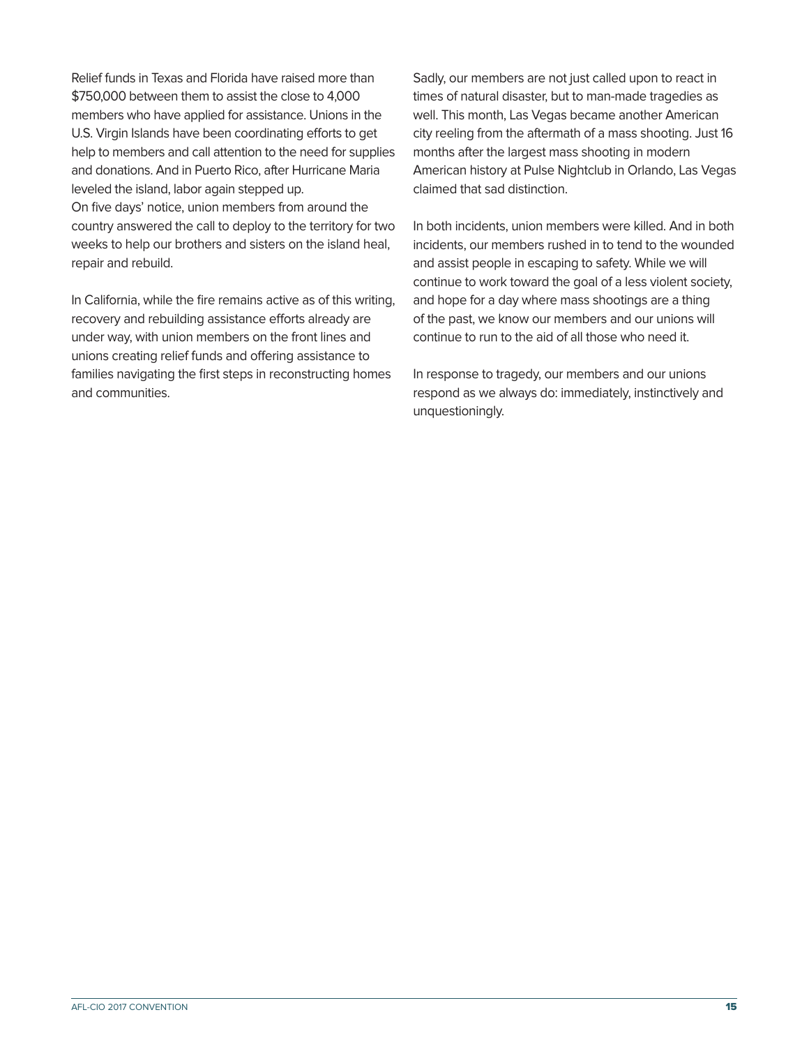Relief funds in Texas and Florida have raised more than $750,000 between them to assist the close to 4,000 members who have applied for assistance. Unions in the U.S. Virgin Islands have been coordinating efforts to get help to members and call attention to the need for supplies and donations. And in Puerto Rico, after Hurricane Maria leveled the island, labor again stepped up.
On five days' notice, union members from around the country answered the call to deploy to the territory for two weeks to help our brothers and sisters on the island heal, repair and rebuild.

In California, while the fire remains active as of this writing, recovery and rebuilding assistance efforts already are under way, with union members on the front lines and unions creating relief funds and offering assistance to families navigating the first steps in reconstructing homes and communities.

Sadly, our members are not just called upon to react in times of natural disaster, but to man-made tragedies as well. This month, Las Vegas became another American city reeling from the aftermath of a mass shooting. Just 16 months after the largest mass shooting in modern American history at Pulse Nightclub in Orlando, Las Vegas claimed that sad distinction.

In both incidents, union members were killed. And in both incidents, our members rushed in to tend to the wounded and assist people in escaping to safety. While we will continue to work toward the goal of a less violent society, and hope for a day where mass shootings are a thing of the past, we know our members and our unions will continue to run to the aid of all those who need it.

In response to tragedy, our members and our unions respond as we always do: immediately, instinctively and unquestioningly.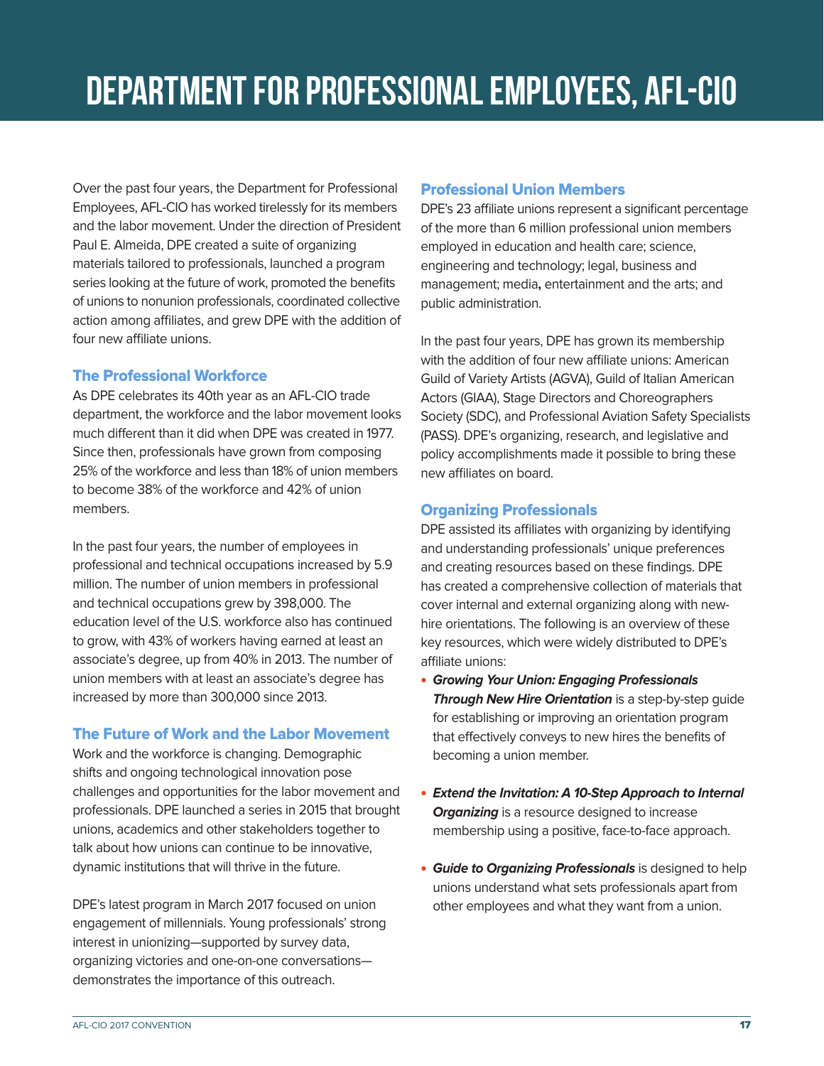# DEPARTMENT FOR PROFESSIONAL EMPLOYEES, AFL-CIO

Over the past four years, the Department for Professional Employees, AFL-CIO has worked tirelessly for its members and the labor movement. Under the direction of President Paul E. Almeida, DPE created a suite of organizing materials tailored to professionals, launched a program series looking at the future of work, promoted the benefits of unions to nonunion professionals, coordinated collective action among affiliates, and grew DPE with the addition of four new affiliate unions.

## The Professional Workforce

As DPE celebrates its 40th year as an AFL-CIO trade department, the workforce and the labor movement looks much different than it did when DPE was created in 1977. Since then, professionals have grown from composing 25% of the workforce and less than 18% of union members to become 38% of the workforce and 42% of union members.

In the past four years, the number of employees in professional and technical occupations increased by 5.9 million. The number of union members in professional and technical occupations grew by 398,000. The education level of the U.S. workforce also has continued to grow, with 43% of workers having earned at least an associate's degree, up from 40% in 2013. The number of union members with at least an associate's degree has increased by more than 300,000 since 2013.

## The Future of Work and the Labor Movement

Work and the workforce is changing. Demographic shifts and ongoing technological innovation pose challenges and opportunities for the labor movement and professionals. DPE launched a series in 2015 that brought unions, academics and other stakeholders together to talk about how unions can continue to be innovative, dynamic institutions that will thrive in the future.

DPE's latest program in March 2017 focused on union engagement of millennials. Young professionals' strong interest in unionizing—supported by survey data, organizing victories and one-on-one conversations—demonstrates the importance of this outreach.

## Professional Union Members

DPE's 23 affiliate unions represent a significant percentage of the more than 6 million professional union members employed in education and health care; science, engineering and technology; legal, business and management; media**,** entertainment and the arts; and public administration.

In the past four years, DPE has grown its membership with the addition of four new affiliate unions: American Guild of Variety Artists (AGVA), Guild of Italian American Actors (GIAA), Stage Directors and Choreographers Society (SDC), and Professional Aviation Safety Specialists (PASS). DPE's organizing, research, and legislative and policy accomplishments made it possible to bring these new affiliates on board.

## Organizing Professionals

DPE assisted its affiliates with organizing by identifying and understanding professionals' unique preferences and creating resources based on these findings. DPE has created a comprehensive collection of materials that cover internal and external organizing along with new-hire orientations. The following is an overview of these key resources, which were widely distributed to DPE's affiliate unions:

- ***Growing Your Union: Engaging Professionals Through New Hire Orientation*** is a step-by-step guide for establishing or improving an orientation program that effectively conveys to new hires the benefits of becoming a union member.
- ***Extend the Invitation: A 10-Step Approach to Internal Organizing*** is a resource designed to increase membership using a positive, face-to-face approach.
- ***Guide to Organizing Professionals*** is designed to help unions understand what sets professionals apart from other employees and what they want from a union.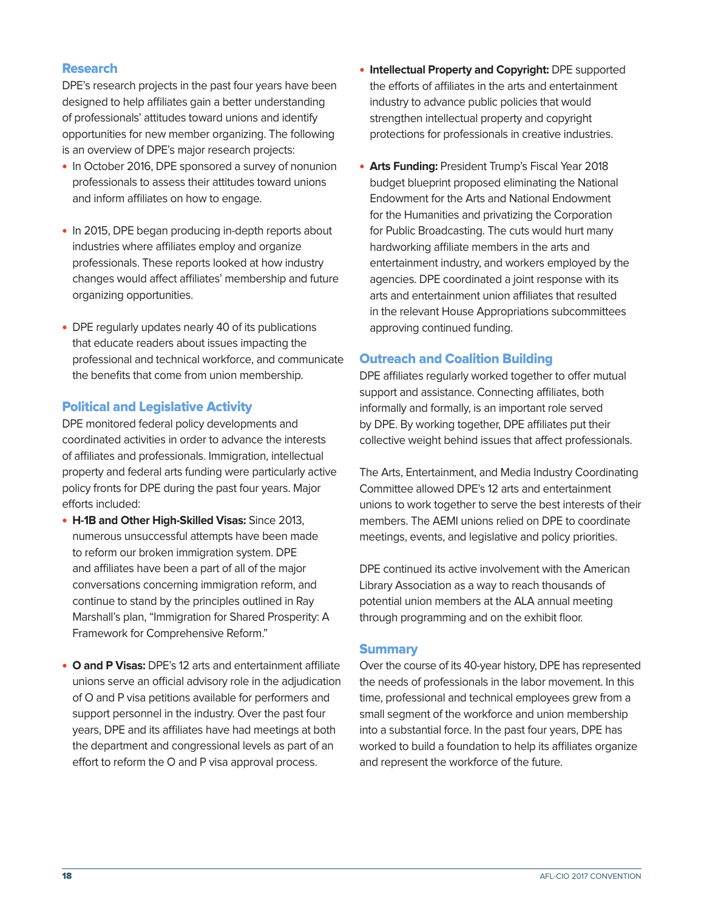## Research

DPE's research projects in the past four years have been designed to help affiliates gain a better understanding of professionals' attitudes toward unions and identify opportunities for new member organizing. The following is an overview of DPE's major research projects:

- In October 2016, DPE sponsored a survey of nonunion professionals to assess their attitudes toward unions and inform affiliates on how to engage.
- In 2015, DPE began producing in-depth reports about industries where affiliates employ and organize professionals. These reports looked at how industry changes would affect affiliates' membership and future organizing opportunities.
- DPE regularly updates nearly 40 of its publications that educate readers about issues impacting the professional and technical workforce, and communicate the benefits that come from union membership.

## Political and Legislative Activity

DPE monitored federal policy developments and coordinated activities in order to advance the interests of affiliates and professionals. Immigration, intellectual property and federal arts funding were particularly active policy fronts for DPE during the past four years. Major efforts included:

- **H-1B and Other High-Skilled Visas:** Since 2013, numerous unsuccessful attempts have been made to reform our broken immigration system. DPE and affiliates have been a part of all of the major conversations concerning immigration reform, and continue to stand by the principles outlined in Ray Marshall's plan, "Immigration for Shared Prosperity: A Framework for Comprehensive Reform."
- **O and P Visas:** DPE's 12 arts and entertainment affiliate unions serve an official advisory role in the adjudication of O and P visa petitions available for performers and support personnel in the industry. Over the past four years, DPE and its affiliates have had meetings at both the department and congressional levels as part of an effort to reform the O and P visa approval process.
- **Intellectual Property and Copyright:** DPE supported the efforts of affiliates in the arts and entertainment industry to advance public policies that would strengthen intellectual property and copyright protections for professionals in creative industries.
- **Arts Funding:** President Trump's Fiscal Year 2018 budget blueprint proposed eliminating the National Endowment for the Arts and National Endowment for the Humanities and privatizing the Corporation for Public Broadcasting. The cuts would hurt many hardworking affiliate members in the arts and entertainment industry, and workers employed by the agencies. DPE coordinated a joint response with its arts and entertainment union affiliates that resulted in the relevant House Appropriations subcommittees approving continued funding.

## Outreach and Coalition Building

DPE affiliates regularly worked together to offer mutual support and assistance. Connecting affiliates, both informally and formally, is an important role served by DPE. By working together, DPE affiliates put their collective weight behind issues that affect professionals.

The Arts, Entertainment, and Media Industry Coordinating Committee allowed DPE's 12 arts and entertainment unions to work together to serve the best interests of their members. The AEMI unions relied on DPE to coordinate meetings, events, and legislative and policy priorities.

DPE continued its active involvement with the American Library Association as a way to reach thousands of potential union members at the ALA annual meeting through programming and on the exhibit floor.

## Summary

Over the course of its 40-year history, DPE has represented the needs of professionals in the labor movement. In this time, professional and technical employees grew from a small segment of the workforce and union membership into a substantial force. In the past four years, DPE has worked to build a foundation to help its affiliates organize and represent the workforce of the future.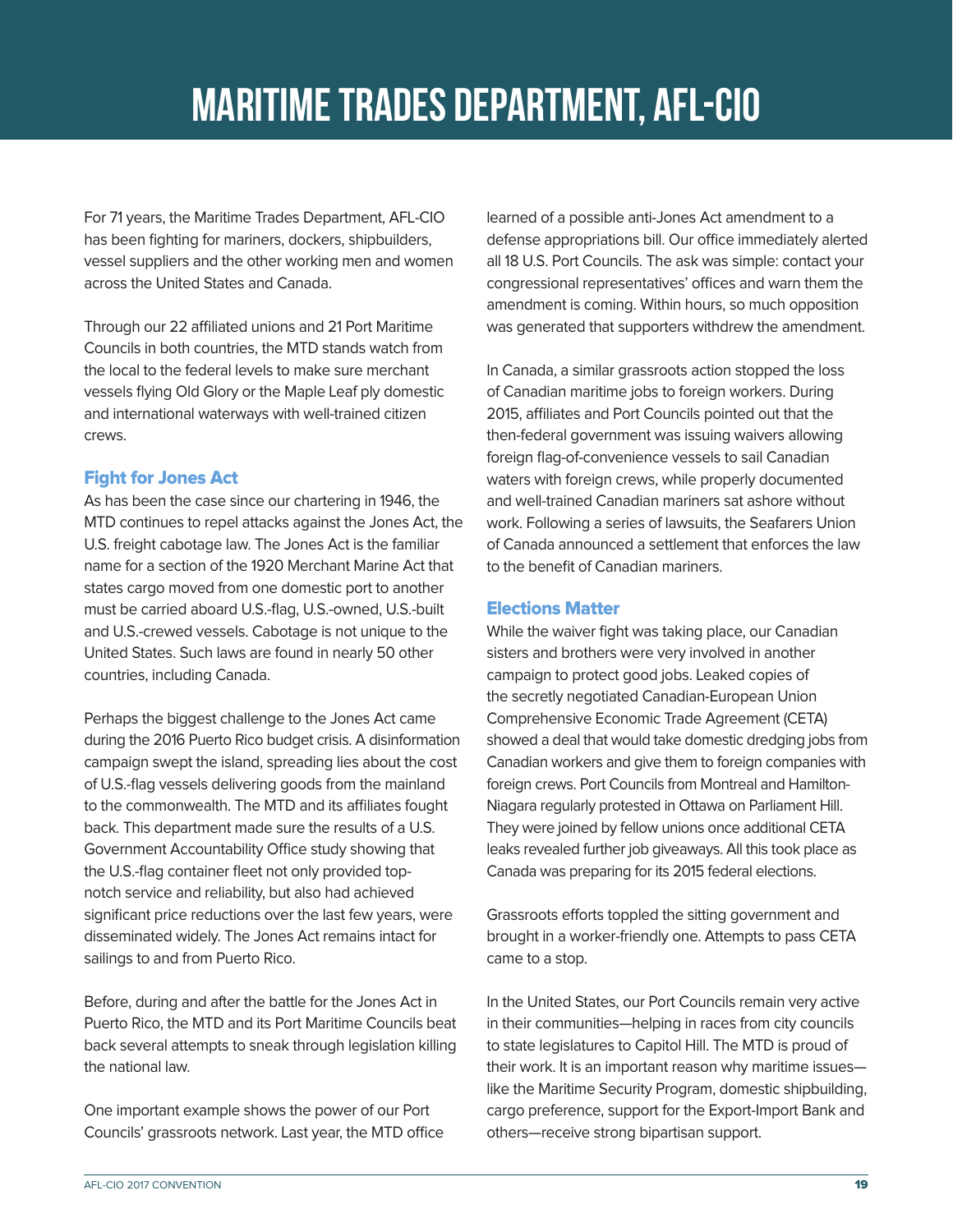# MARITIME TRADES DEPARTMENT, AFL-CIO

For 71 years, the Maritime Trades Department, AFL-CIO has been fighting for mariners, dockers, shipbuilders, vessel suppliers and the other working men and women across the United States and Canada.

Through our 22 affiliated unions and 21 Port Maritime Councils in both countries, the MTD stands watch from the local to the federal levels to make sure merchant vessels flying Old Glory or the Maple Leaf ply domestic and international waterways with well-trained citizen crews.

## Fight for Jones Act

As has been the case since our chartering in 1946, the MTD continues to repel attacks against the Jones Act, the U.S. freight cabotage law. The Jones Act is the familiar name for a section of the 1920 Merchant Marine Act that states cargo moved from one domestic port to another must be carried aboard U.S.-flag, U.S.-owned, U.S.-built and U.S.-crewed vessels. Cabotage is not unique to the United States. Such laws are found in nearly 50 other countries, including Canada.

Perhaps the biggest challenge to the Jones Act came during the 2016 Puerto Rico budget crisis. A disinformation campaign swept the island, spreading lies about the cost of U.S.-flag vessels delivering goods from the mainland to the commonwealth. The MTD and its affiliates fought back. This department made sure the results of a U.S. Government Accountability Office study showing that the U.S.-flag container fleet not only provided top-notch service and reliability, but also had achieved significant price reductions over the last few years, were disseminated widely. The Jones Act remains intact for sailings to and from Puerto Rico.

Before, during and after the battle for the Jones Act in Puerto Rico, the MTD and its Port Maritime Councils beat back several attempts to sneak through legislation killing the national law.

One important example shows the power of our Port Councils' grassroots network. Last year, the MTD office learned of a possible anti-Jones Act amendment to a defense appropriations bill. Our office immediately alerted all 18 U.S. Port Councils. The ask was simple: contact your congressional representatives' offices and warn them the amendment is coming. Within hours, so much opposition was generated that supporters withdrew the amendment.

In Canada, a similar grassroots action stopped the loss of Canadian maritime jobs to foreign workers. During 2015, affiliates and Port Councils pointed out that the then-federal government was issuing waivers allowing foreign flag-of-convenience vessels to sail Canadian waters with foreign crews, while properly documented and well-trained Canadian mariners sat ashore without work. Following a series of lawsuits, the Seafarers Union of Canada announced a settlement that enforces the law to the benefit of Canadian mariners.

## Elections Matter

While the waiver fight was taking place, our Canadian sisters and brothers were very involved in another campaign to protect good jobs. Leaked copies of the secretly negotiated Canadian-European Union Comprehensive Economic Trade Agreement (CETA) showed a deal that would take domestic dredging jobs from Canadian workers and give them to foreign companies with foreign crews. Port Councils from Montreal and Hamilton-Niagara regularly protested in Ottawa on Parliament Hill. They were joined by fellow unions once additional CETA leaks revealed further job giveaways. All this took place as Canada was preparing for its 2015 federal elections.

Grassroots efforts toppled the sitting government and brought in a worker-friendly one. Attempts to pass CETA came to a stop.

In the United States, our Port Councils remain very active in their communities—helping in races from city councils to state legislatures to Capitol Hill. The MTD is proud of their work. It is an important reason why maritime issues—like the Maritime Security Program, domestic shipbuilding, cargo preference, support for the Export-Import Bank and others—receive strong bipartisan support.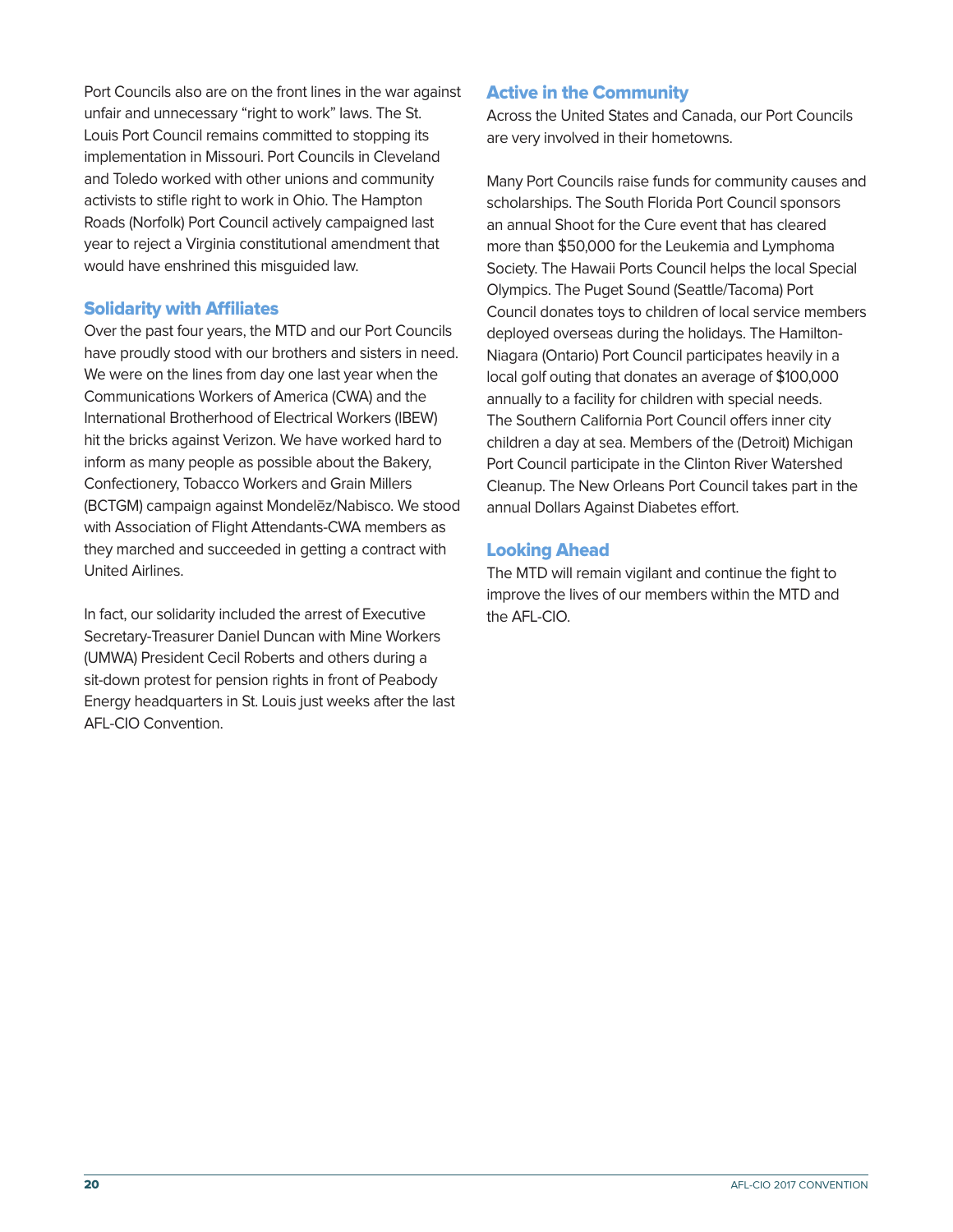Port Councils also are on the front lines in the war against unfair and unnecessary "right to work" laws. The St. Louis Port Council remains committed to stopping its implementation in Missouri. Port Councils in Cleveland and Toledo worked with other unions and community activists to stifle right to work in Ohio. The Hampton Roads (Norfolk) Port Council actively campaigned last year to reject a Virginia constitutional amendment that would have enshrined this misguided law.

### Solidarity with Affiliates

Over the past four years, the MTD and our Port Councils have proudly stood with our brothers and sisters in need. We were on the lines from day one last year when the Communications Workers of America (CWA) and the International Brotherhood of Electrical Workers (IBEW) hit the bricks against Verizon. We have worked hard to inform as many people as possible about the Bakery, Confectionery, Tobacco Workers and Grain Millers (BCTGM) campaign against Mondelēz/Nabisco. We stood with Association of Flight Attendants-CWA members as they marched and succeeded in getting a contract with United Airlines.

In fact, our solidarity included the arrest of Executive Secretary-Treasurer Daniel Duncan with Mine Workers (UMWA) President Cecil Roberts and others during a sit-down protest for pension rights in front of Peabody Energy headquarters in St. Louis just weeks after the last AFL-CIO Convention.

### Active in the Community

Across the United States and Canada, our Port Councils are very involved in their hometowns.

Many Port Councils raise funds for community causes and scholarships. The South Florida Port Council sponsors an annual Shoot for the Cure event that has cleared more than $50,000 for the Leukemia and Lymphoma Society. The Hawaii Ports Council helps the local Special Olympics. The Puget Sound (Seattle/Tacoma) Port Council donates toys to children of local service members deployed overseas during the holidays. The Hamilton-Niagara (Ontario) Port Council participates heavily in a local golf outing that donates an average of $100,000 annually to a facility for children with special needs. The Southern California Port Council offers inner city children a day at sea. Members of the (Detroit) Michigan Port Council participate in the Clinton River Watershed Cleanup. The New Orleans Port Council takes part in the annual Dollars Against Diabetes effort.

### Looking Ahead

The MTD will remain vigilant and continue the fight to improve the lives of our members within the MTD and the AFL-CIO.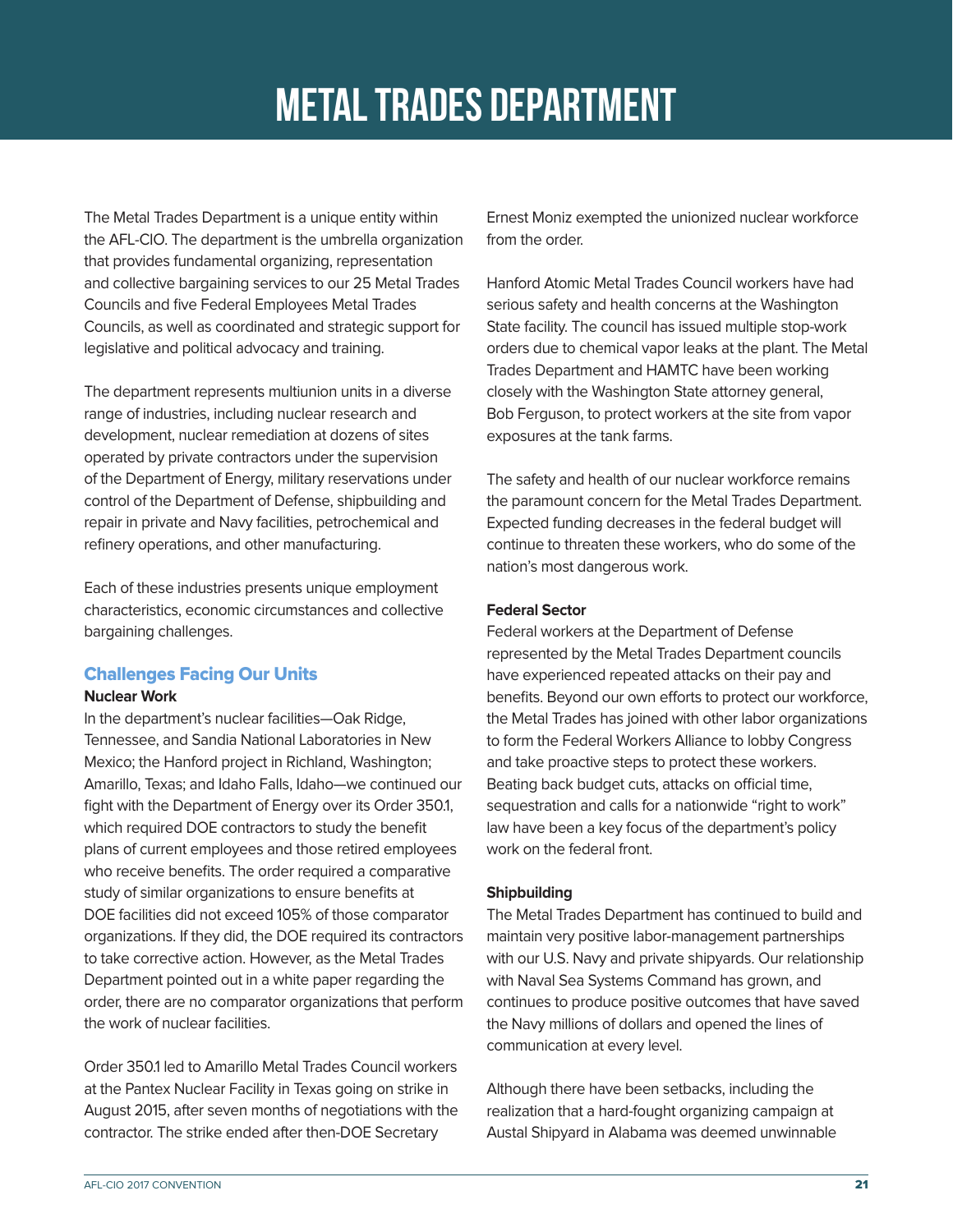# METAL TRADES DEPARTMENT

The Metal Trades Department is a unique entity within the AFL-CIO. The department is the umbrella organization that provides fundamental organizing, representation and collective bargaining services to our 25 Metal Trades Councils and five Federal Employees Metal Trades Councils, as well as coordinated and strategic support for legislative and political advocacy and training.

The department represents multiunion units in a diverse range of industries, including nuclear research and development, nuclear remediation at dozens of sites operated by private contractors under the supervision of the Department of Energy, military reservations under control of the Department of Defense, shipbuilding and repair in private and Navy facilities, petrochemical and refinery operations, and other manufacturing.

Each of these industries presents unique employment characteristics, economic circumstances and collective bargaining challenges.

## Challenges Facing Our Units

**Nuclear Work**

In the department's nuclear facilities—Oak Ridge, Tennessee, and Sandia National Laboratories in New Mexico; the Hanford project in Richland, Washington; Amarillo, Texas; and Idaho Falls, Idaho—we continued our fight with the Department of Energy over its Order 350.1, which required DOE contractors to study the benefit plans of current employees and those retired employees who receive benefits. The order required a comparative study of similar organizations to ensure benefits at DOE facilities did not exceed 105% of those comparator organizations. If they did, the DOE required its contractors to take corrective action. However, as the Metal Trades Department pointed out in a white paper regarding the order, there are no comparator organizations that perform the work of nuclear facilities.

Order 350.1 led to Amarillo Metal Trades Council workers at the Pantex Nuclear Facility in Texas going on strike in August 2015, after seven months of negotiations with the contractor. The strike ended after then-DOE Secretary Ernest Moniz exempted the unionized nuclear workforce from the order.

Hanford Atomic Metal Trades Council workers have had serious safety and health concerns at the Washington State facility. The council has issued multiple stop-work orders due to chemical vapor leaks at the plant. The Metal Trades Department and HAMTC have been working closely with the Washington State attorney general, Bob Ferguson, to protect workers at the site from vapor exposures at the tank farms.

The safety and health of our nuclear workforce remains the paramount concern for the Metal Trades Department. Expected funding decreases in the federal budget will continue to threaten these workers, who do some of the nation's most dangerous work.

**Federal Sector**

Federal workers at the Department of Defense represented by the Metal Trades Department councils have experienced repeated attacks on their pay and benefits. Beyond our own efforts to protect our workforce, the Metal Trades has joined with other labor organizations to form the Federal Workers Alliance to lobby Congress and take proactive steps to protect these workers. Beating back budget cuts, attacks on official time, sequestration and calls for a nationwide "right to work" law have been a key focus of the department's policy work on the federal front.

**Shipbuilding**

The Metal Trades Department has continued to build and maintain very positive labor-management partnerships with our U.S. Navy and private shipyards. Our relationship with Naval Sea Systems Command has grown, and continues to produce positive outcomes that have saved the Navy millions of dollars and opened the lines of communication at every level.

Although there have been setbacks, including the realization that a hard-fought organizing campaign at Austal Shipyard in Alabama was deemed unwinnable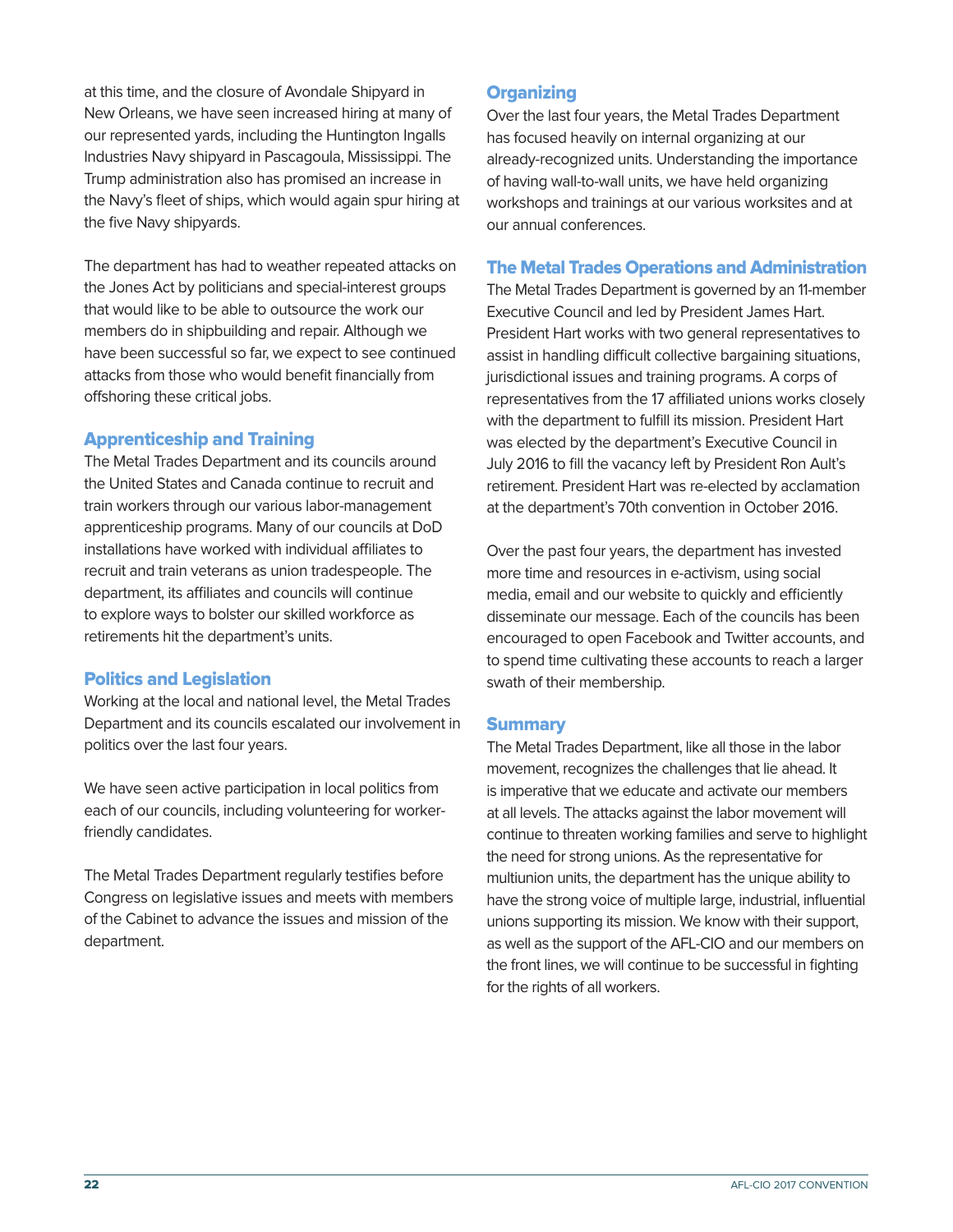at this time, and the closure of Avondale Shipyard in New Orleans, we have seen increased hiring at many of our represented yards, including the Huntington Ingalls Industries Navy shipyard in Pascagoula, Mississippi. The Trump administration also has promised an increase in the Navy's fleet of ships, which would again spur hiring at the five Navy shipyards.

The department has had to weather repeated attacks on the Jones Act by politicians and special-interest groups that would like to be able to outsource the work our members do in shipbuilding and repair. Although we have been successful so far, we expect to see continued attacks from those who would benefit financially from offshoring these critical jobs.

## Apprenticeship and Training

The Metal Trades Department and its councils around the United States and Canada continue to recruit and train workers through our various labor-management apprenticeship programs. Many of our councils at DoD installations have worked with individual affiliates to recruit and train veterans as union tradespeople. The department, its affiliates and councils will continue to explore ways to bolster our skilled workforce as retirements hit the department's units.

## Politics and Legislation

Working at the local and national level, the Metal Trades Department and its councils escalated our involvement in politics over the last four years.

We have seen active participation in local politics from each of our councils, including volunteering for worker-friendly candidates.

The Metal Trades Department regularly testifies before Congress on legislative issues and meets with members of the Cabinet to advance the issues and mission of the department.

## Organizing

Over the last four years, the Metal Trades Department has focused heavily on internal organizing at our already-recognized units. Understanding the importance of having wall-to-wall units, we have held organizing workshops and trainings at our various worksites and at our annual conferences.

## The Metal Trades Operations and Administration

The Metal Trades Department is governed by an 11-member Executive Council and led by President James Hart. President Hart works with two general representatives to assist in handling difficult collective bargaining situations, jurisdictional issues and training programs. A corps of representatives from the 17 affiliated unions works closely with the department to fulfill its mission. President Hart was elected by the department's Executive Council in July 2016 to fill the vacancy left by President Ron Ault's retirement. President Hart was re-elected by acclamation at the department's 70th convention in October 2016.

Over the past four years, the department has invested more time and resources in e-activism, using social media, email and our website to quickly and efficiently disseminate our message. Each of the councils has been encouraged to open Facebook and Twitter accounts, and to spend time cultivating these accounts to reach a larger swath of their membership.

## Summary

The Metal Trades Department, like all those in the labor movement, recognizes the challenges that lie ahead. It is imperative that we educate and activate our members at all levels. The attacks against the labor movement will continue to threaten working families and serve to highlight the need for strong unions. As the representative for multiunion units, the department has the unique ability to have the strong voice of multiple large, industrial, influential unions supporting its mission. We know with their support, as well as the support of the AFL-CIO and our members on the front lines, we will continue to be successful in fighting for the rights of all workers.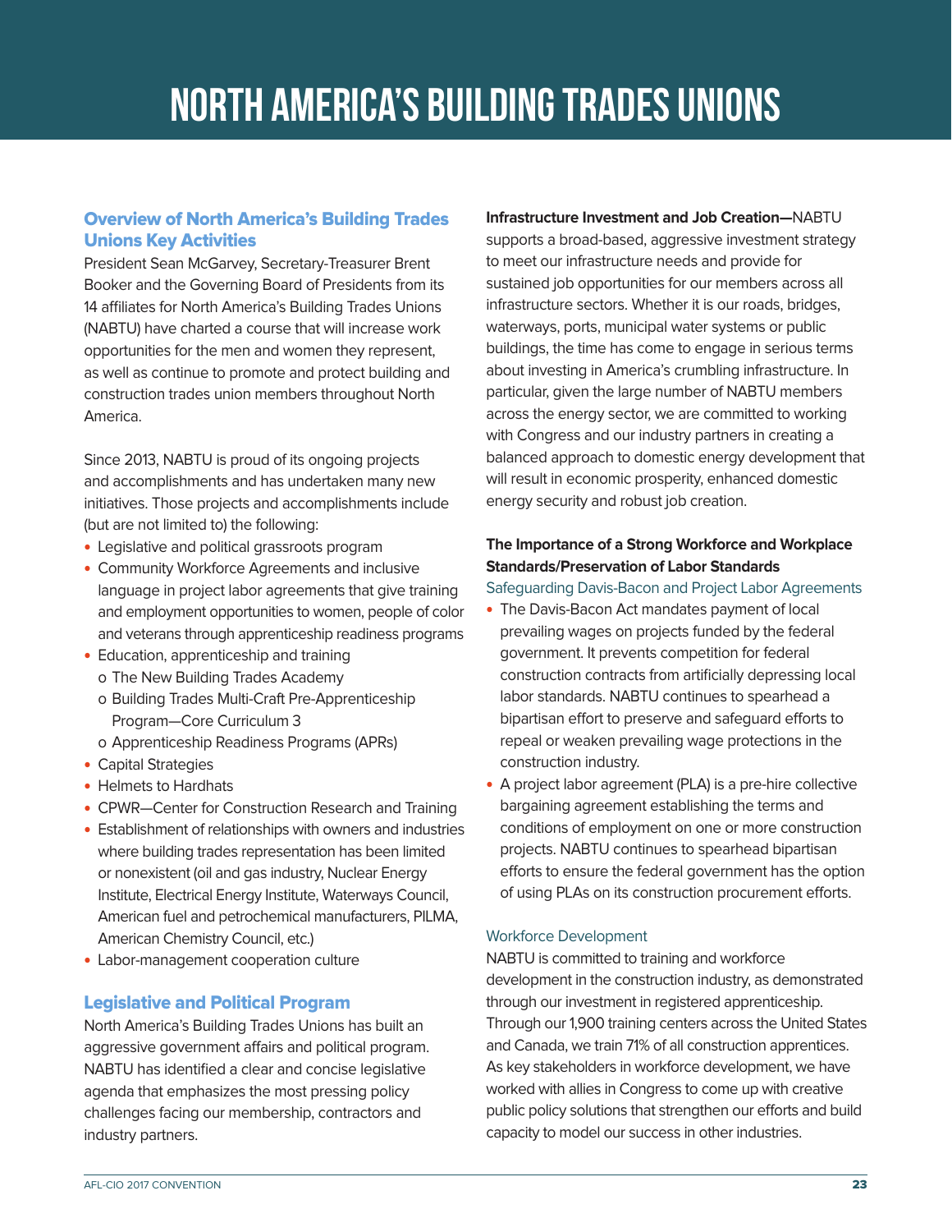# NORTH AMERICA'S BUILDING TRADES UNIONS

## Overview of North America's Building Trades Unions Key Activities

President Sean McGarvey, Secretary-Treasurer Brent Booker and the Governing Board of Presidents from its 14 affiliates for North America's Building Trades Unions (NABTU) have charted a course that will increase work opportunities for the men and women they represent, as well as continue to promote and protect building and construction trades union members throughout North America.

Since 2013, NABTU is proud of its ongoing projects and accomplishments and has undertaken many new initiatives. Those projects and accomplishments include (but are not limited to) the following:

- Legislative and political grassroots program
- Community Workforce Agreements and inclusive language in project labor agreements that give training and employment opportunities to women, people of color and veterans through apprenticeship readiness programs
- Education, apprenticeship and training
  - The New Building Trades Academy
  - Building Trades Multi-Craft Pre-Apprenticeship Program—Core Curriculum 3
  - Apprenticeship Readiness Programs (APRs)
- Capital Strategies
- Helmets to Hardhats
- CPWR—Center for Construction Research and Training
- Establishment of relationships with owners and industries where building trades representation has been limited or nonexistent (oil and gas industry, Nuclear Energy Institute, Electrical Energy Institute, Waterways Council, American fuel and petrochemical manufacturers, PILMA, American Chemistry Council, etc.)
- Labor-management cooperation culture

## Legislative and Political Program

North America's Building Trades Unions has built an aggressive government affairs and political program. NABTU has identified a clear and concise legislative agenda that emphasizes the most pressing policy challenges facing our membership, contractors and industry partners.

**Infrastructure Investment and Job Creation—**NABTU supports a broad-based, aggressive investment strategy to meet our infrastructure needs and provide for sustained job opportunities for our members across all infrastructure sectors. Whether it is our roads, bridges, waterways, ports, municipal water systems or public buildings, the time has come to engage in serious terms about investing in America's crumbling infrastructure. In particular, given the large number of NABTU members across the energy sector, we are committed to working with Congress and our industry partners in creating a balanced approach to domestic energy development that will result in economic prosperity, enhanced domestic energy security and robust job creation.

**The Importance of a Strong Workforce and Workplace Standards/Preservation of Labor Standards**

Safeguarding Davis-Bacon and Project Labor Agreements

- The Davis-Bacon Act mandates payment of local prevailing wages on projects funded by the federal government. It prevents competition for federal construction contracts from artificially depressing local labor standards. NABTU continues to spearhead a bipartisan effort to preserve and safeguard efforts to repeal or weaken prevailing wage protections in the construction industry.
- A project labor agreement (PLA) is a pre-hire collective bargaining agreement establishing the terms and conditions of employment on one or more construction projects. NABTU continues to spearhead bipartisan efforts to ensure the federal government has the option of using PLAs on its construction procurement efforts.

Workforce Development

NABTU is committed to training and workforce development in the construction industry, as demonstrated through our investment in registered apprenticeship. Through our 1,900 training centers across the United States and Canada, we train 71% of all construction apprentices. As key stakeholders in workforce development, we have worked with allies in Congress to come up with creative public policy solutions that strengthen our efforts and build capacity to model our success in other industries.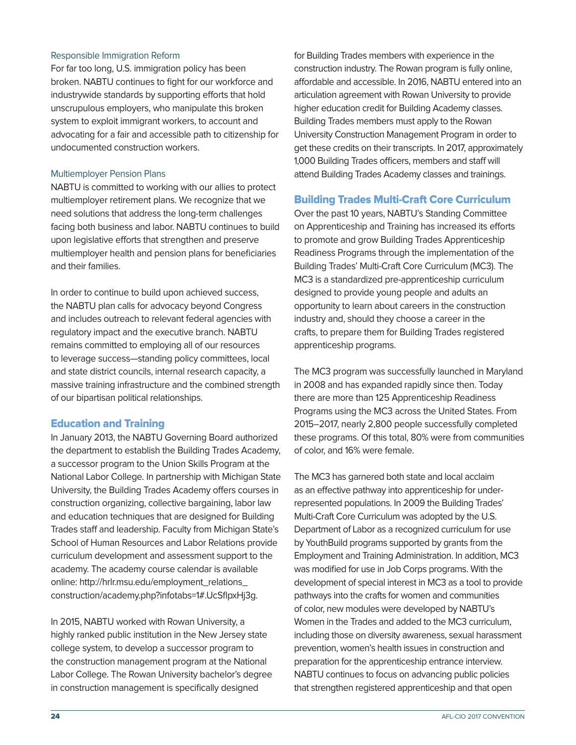### Responsible Immigration Reform

For far too long, U.S. immigration policy has been broken. NABTU continues to fight for our workforce and industrywide standards by supporting efforts that hold unscrupulous employers, who manipulate this broken system to exploit immigrant workers, to account and advocating for a fair and accessible path to citizenship for undocumented construction workers.

### Multiemployer Pension Plans

NABTU is committed to working with our allies to protect multiemployer retirement plans. We recognize that we need solutions that address the long-term challenges facing both business and labor. NABTU continues to build upon legislative efforts that strengthen and preserve multiemployer health and pension plans for beneficiaries and their families.

In order to continue to build upon achieved success, the NABTU plan calls for advocacy beyond Congress and includes outreach to relevant federal agencies with regulatory impact and the executive branch. NABTU remains committed to employing all of our resources to leverage success—standing policy committees, local and state district councils, internal research capacity, a massive training infrastructure and the combined strength of our bipartisan political relationships.

## Education and Training

In January 2013, the NABTU Governing Board authorized the department to establish the Building Trades Academy, a successor program to the Union Skills Program at the National Labor College. In partnership with Michigan State University, the Building Trades Academy offers courses in construction organizing, collective bargaining, labor law and education techniques that are designed for Building Trades staff and leadership. Faculty from Michigan State's School of Human Resources and Labor Relations provide curriculum development and assessment support to the academy. The academy course calendar is available online: http://hrlr.msu.edu/employment_relations_construction/academy.php?infotabs=1#.UcSflpxHj3g.

In 2015, NABTU worked with Rowan University, a highly ranked public institution in the New Jersey state college system, to develop a successor program to the construction management program at the National Labor College. The Rowan University bachelor's degree in construction management is specifically designed for Building Trades members with experience in the construction industry. The Rowan program is fully online, affordable and accessible. In 2016, NABTU entered into an articulation agreement with Rowan University to provide higher education credit for Building Academy classes. Building Trades members must apply to the Rowan University Construction Management Program in order to get these credits on their transcripts. In 2017, approximately 1,000 Building Trades officers, members and staff will attend Building Trades Academy classes and trainings.

## Building Trades Multi-Craft Core Curriculum

Over the past 10 years, NABTU's Standing Committee on Apprenticeship and Training has increased its efforts to promote and grow Building Trades Apprenticeship Readiness Programs through the implementation of the Building Trades' Multi-Craft Core Curriculum (MC3). The MC3 is a standardized pre-apprenticeship curriculum designed to provide young people and adults an opportunity to learn about careers in the construction industry and, should they choose a career in the crafts, to prepare them for Building Trades registered apprenticeship programs.

The MC3 program was successfully launched in Maryland in 2008 and has expanded rapidly since then. Today there are more than 125 Apprenticeship Readiness Programs using the MC3 across the United States. From 2015–2017, nearly 2,800 people successfully completed these programs. Of this total, 80% were from communities of color, and 16% were female.

The MC3 has garnered both state and local acclaim as an effective pathway into apprenticeship for under-represented populations. In 2009 the Building Trades' Multi-Craft Core Curriculum was adopted by the U.S. Department of Labor as a recognized curriculum for use by YouthBuild programs supported by grants from the Employment and Training Administration. In addition, MC3 was modified for use in Job Corps programs. With the development of special interest in MC3 as a tool to provide pathways into the crafts for women and communities of color, new modules were developed by NABTU's Women in the Trades and added to the MC3 curriculum, including those on diversity awareness, sexual harassment prevention, women's health issues in construction and preparation for the apprenticeship entrance interview. NABTU continues to focus on advancing public policies that strengthen registered apprenticeship and that open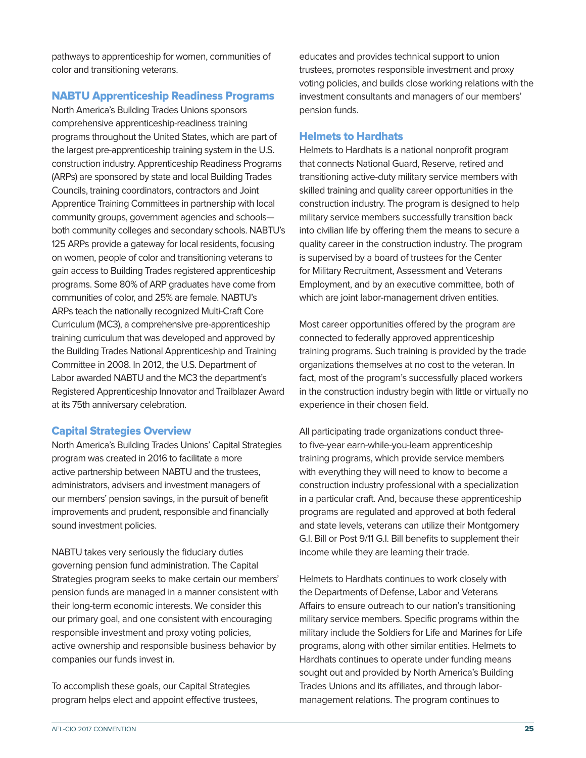pathways to apprenticeship for women, communities of color and transitioning veterans.

### NABTU Apprenticeship Readiness Programs

North America's Building Trades Unions sponsors comprehensive apprenticeship-readiness training programs throughout the United States, which are part of the largest pre-apprenticeship training system in the U.S. construction industry. Apprenticeship Readiness Programs (ARPs) are sponsored by state and local Building Trades Councils, training coordinators, contractors and Joint Apprentice Training Committees in partnership with local community groups, government agencies and schools—both community colleges and secondary schools. NABTU's 125 ARPs provide a gateway for local residents, focusing on women, people of color and transitioning veterans to gain access to Building Trades registered apprenticeship programs. Some 80% of ARP graduates have come from communities of color, and 25% are female. NABTU's ARPs teach the nationally recognized Multi-Craft Core Curriculum (MC3), a comprehensive pre-apprenticeship training curriculum that was developed and approved by the Building Trades National Apprenticeship and Training Committee in 2008. In 2012, the U.S. Department of Labor awarded NABTU and the MC3 the department's Registered Apprenticeship Innovator and Trailblazer Award at its 75th anniversary celebration.

### Capital Strategies Overview

North America's Building Trades Unions' Capital Strategies program was created in 2016 to facilitate a more active partnership between NABTU and the trustees, administrators, advisers and investment managers of our members' pension savings, in the pursuit of benefit improvements and prudent, responsible and financially sound investment policies.

NABTU takes very seriously the fiduciary duties governing pension fund administration. The Capital Strategies program seeks to make certain our members' pension funds are managed in a manner consistent with their long-term economic interests. We consider this our primary goal, and one consistent with encouraging responsible investment and proxy voting policies, active ownership and responsible business behavior by companies our funds invest in.

To accomplish these goals, our Capital Strategies program helps elect and appoint effective trustees, educates and provides technical support to union trustees, promotes responsible investment and proxy voting policies, and builds close working relations with the investment consultants and managers of our members' pension funds.

### Helmets to Hardhats

Helmets to Hardhats is a national nonprofit program that connects National Guard, Reserve, retired and transitioning active-duty military service members with skilled training and quality career opportunities in the construction industry. The program is designed to help military service members successfully transition back into civilian life by offering them the means to secure a quality career in the construction industry. The program is supervised by a board of trustees for the Center for Military Recruitment, Assessment and Veterans Employment, and by an executive committee, both of which are joint labor-management driven entities.

Most career opportunities offered by the program are connected to federally approved apprenticeship training programs. Such training is provided by the trade organizations themselves at no cost to the veteran. In fact, most of the program's successfully placed workers in the construction industry begin with little or virtually no experience in their chosen field.

All participating trade organizations conduct three- to five-year earn-while-you-learn apprenticeship training programs, which provide service members with everything they will need to know to become a construction industry professional with a specialization in a particular craft. And, because these apprenticeship programs are regulated and approved at both federal and state levels, veterans can utilize their Montgomery G.I. Bill or Post 9/11 G.I. Bill benefits to supplement their income while they are learning their trade.

Helmets to Hardhats continues to work closely with the Departments of Defense, Labor and Veterans Affairs to ensure outreach to our nation's transitioning military service members. Specific programs within the military include the Soldiers for Life and Marines for Life programs, along with other similar entities. Helmets to Hardhats continues to operate under funding means sought out and provided by North America's Building Trades Unions and its affiliates, and through labor-management relations. The program continues to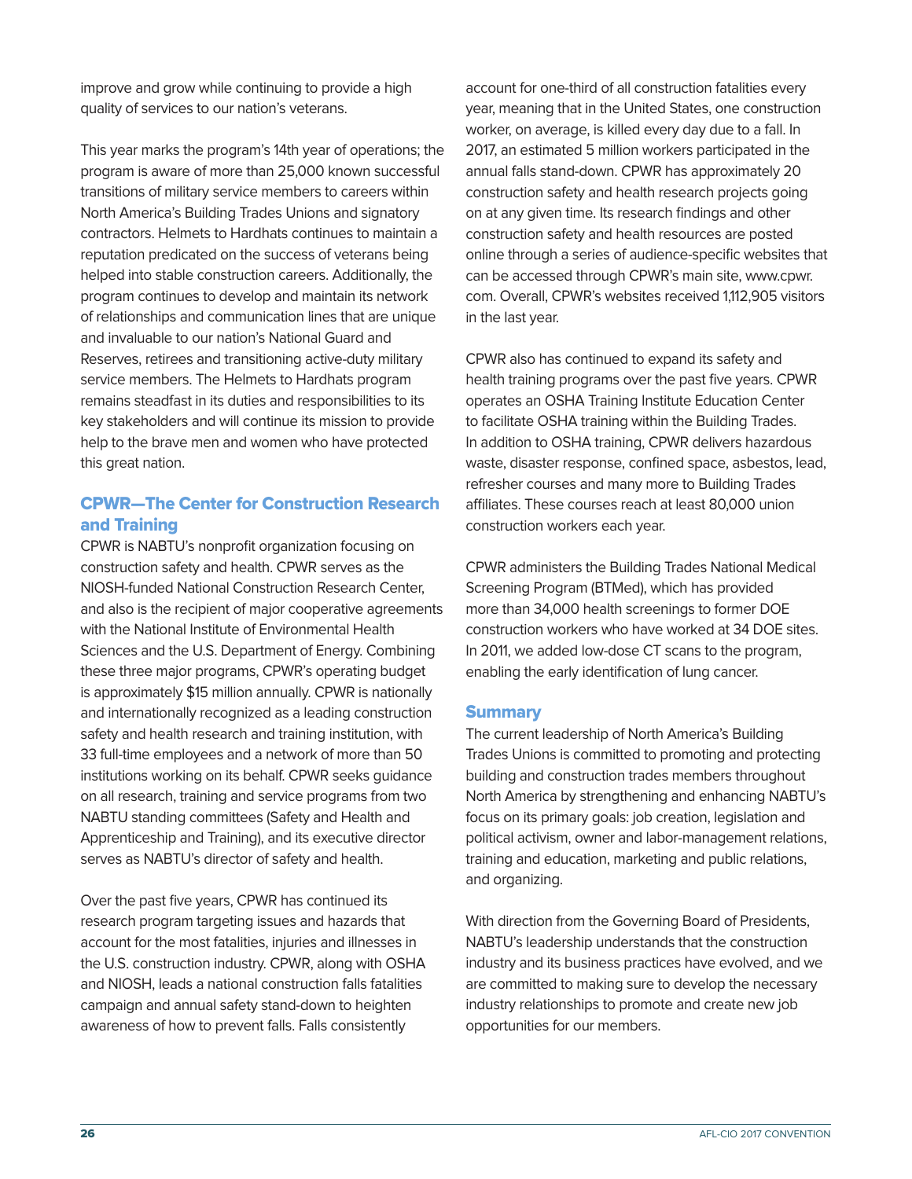improve and grow while continuing to provide a high quality of services to our nation's veterans.

This year marks the program's 14th year of operations; the program is aware of more than 25,000 known successful transitions of military service members to careers within North America's Building Trades Unions and signatory contractors. Helmets to Hardhats continues to maintain a reputation predicated on the success of veterans being helped into stable construction careers. Additionally, the program continues to develop and maintain its network of relationships and communication lines that are unique and invaluable to our nation's National Guard and Reserves, retirees and transitioning active-duty military service members. The Helmets to Hardhats program remains steadfast in its duties and responsibilities to its key stakeholders and will continue its mission to provide help to the brave men and women who have protected this great nation.

## CPWR—The Center for Construction Research and Training

CPWR is NABTU's nonprofit organization focusing on construction safety and health. CPWR serves as the NIOSH-funded National Construction Research Center, and also is the recipient of major cooperative agreements with the National Institute of Environmental Health Sciences and the U.S. Department of Energy. Combining these three major programs, CPWR's operating budget is approximately $15 million annually. CPWR is nationally and internationally recognized as a leading construction safety and health research and training institution, with 33 full-time employees and a network of more than 50 institutions working on its behalf. CPWR seeks guidance on all research, training and service programs from two NABTU standing committees (Safety and Health and Apprenticeship and Training), and its executive director serves as NABTU's director of safety and health.

Over the past five years, CPWR has continued its research program targeting issues and hazards that account for the most fatalities, injuries and illnesses in the U.S. construction industry. CPWR, along with OSHA and NIOSH, leads a national construction falls fatalities campaign and annual safety stand-down to heighten awareness of how to prevent falls. Falls consistently account for one-third of all construction fatalities every year, meaning that in the United States, one construction worker, on average, is killed every day due to a fall. In 2017, an estimated 5 million workers participated in the annual falls stand-down. CPWR has approximately 20 construction safety and health research projects going on at any given time. Its research findings and other construction safety and health resources are posted online through a series of audience-specific websites that can be accessed through CPWR's main site, www.cpwr.com. Overall, CPWR's websites received 1,112,905 visitors in the last year.

CPWR also has continued to expand its safety and health training programs over the past five years. CPWR operates an OSHA Training Institute Education Center to facilitate OSHA training within the Building Trades. In addition to OSHA training, CPWR delivers hazardous waste, disaster response, confined space, asbestos, lead, refresher courses and many more to Building Trades affiliates. These courses reach at least 80,000 union construction workers each year.

CPWR administers the Building Trades National Medical Screening Program (BTMed), which has provided more than 34,000 health screenings to former DOE construction workers who have worked at 34 DOE sites. In 2011, we added low-dose CT scans to the program, enabling the early identification of lung cancer.

## Summary

The current leadership of North America's Building Trades Unions is committed to promoting and protecting building and construction trades members throughout North America by strengthening and enhancing NABTU's focus on its primary goals: job creation, legislation and political activism, owner and labor-management relations, training and education, marketing and public relations, and organizing.

With direction from the Governing Board of Presidents, NABTU's leadership understands that the construction industry and its business practices have evolved, and we are committed to making sure to develop the necessary industry relationships to promote and create new job opportunities for our members.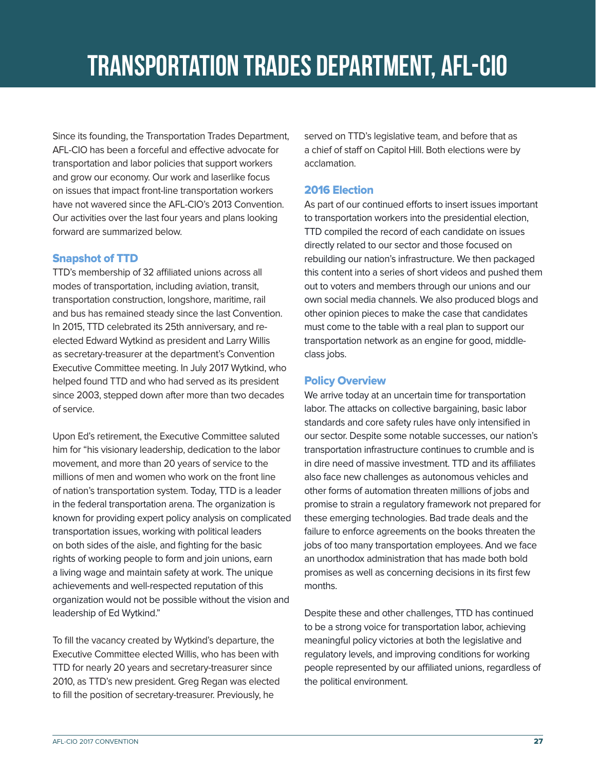# TRANSPORTATION TRADES DEPARTMENT, AFL-CIO

Since its founding, the Transportation Trades Department, AFL-CIO has been a forceful and effective advocate for transportation and labor policies that support workers and grow our economy. Our work and laserlike focus on issues that impact front-line transportation workers have not wavered since the AFL-CIO's 2013 Convention. Our activities over the last four years and plans looking forward are summarized below.

## Snapshot of TTD

TTD's membership of 32 affiliated unions across all modes of transportation, including aviation, transit, transportation construction, longshore, maritime, rail and bus has remained steady since the last Convention. In 2015, TTD celebrated its 25th anniversary, and re-elected Edward Wytkind as president and Larry Willis as secretary-treasurer at the department's Convention Executive Committee meeting. In July 2017 Wytkind, who helped found TTD and who had served as its president since 2003, stepped down after more than two decades of service.

Upon Ed's retirement, the Executive Committee saluted him for "his visionary leadership, dedication to the labor movement, and more than 20 years of service to the millions of men and women who work on the front line of nation's transportation system. Today, TTD is a leader in the federal transportation arena. The organization is known for providing expert policy analysis on complicated transportation issues, working with political leaders on both sides of the aisle, and fighting for the basic rights of working people to form and join unions, earn a living wage and maintain safety at work. The unique achievements and well-respected reputation of this organization would not be possible without the vision and leadership of Ed Wytkind."

To fill the vacancy created by Wytkind's departure, the Executive Committee elected Willis, who has been with TTD for nearly 20 years and secretary-treasurer since 2010, as TTD's new president. Greg Regan was elected to fill the position of secretary-treasurer. Previously, he served on TTD's legislative team, and before that as a chief of staff on Capitol Hill. Both elections were by acclamation.

## 2016 Election

As part of our continued efforts to insert issues important to transportation workers into the presidential election, TTD compiled the record of each candidate on issues directly related to our sector and those focused on rebuilding our nation's infrastructure. We then packaged this content into a series of short videos and pushed them out to voters and members through our unions and our own social media channels. We also produced blogs and other opinion pieces to make the case that candidates must come to the table with a real plan to support our transportation network as an engine for good, middle-class jobs.

## Policy Overview

We arrive today at an uncertain time for transportation labor. The attacks on collective bargaining, basic labor standards and core safety rules have only intensified in our sector. Despite some notable successes, our nation's transportation infrastructure continues to crumble and is in dire need of massive investment. TTD and its affiliates also face new challenges as autonomous vehicles and other forms of automation threaten millions of jobs and promise to strain a regulatory framework not prepared for these emerging technologies. Bad trade deals and the failure to enforce agreements on the books threaten the jobs of too many transportation employees. And we face an unorthodox administration that has made both bold promises as well as concerning decisions in its first few months.

Despite these and other challenges, TTD has continued to be a strong voice for transportation labor, achieving meaningful policy victories at both the legislative and regulatory levels, and improving conditions for working people represented by our affiliated unions, regardless of the political environment.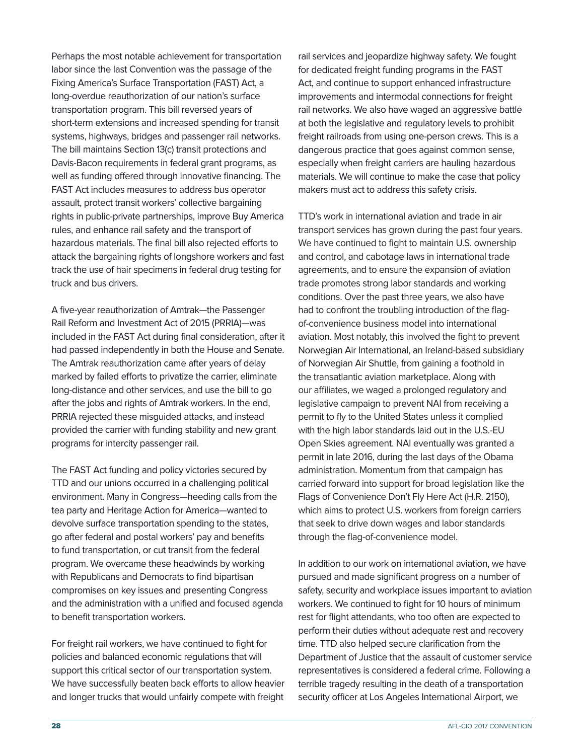Perhaps the most notable achievement for transportation labor since the last Convention was the passage of the Fixing America's Surface Transportation (FAST) Act, a long-overdue reauthorization of our nation's surface transportation program. This bill reversed years of short-term extensions and increased spending for transit systems, highways, bridges and passenger rail networks. The bill maintains Section 13(c) transit protections and Davis-Bacon requirements in federal grant programs, as well as funding offered through innovative financing. The FAST Act includes measures to address bus operator assault, protect transit workers' collective bargaining rights in public-private partnerships, improve Buy America rules, and enhance rail safety and the transport of hazardous materials. The final bill also rejected efforts to attack the bargaining rights of longshore workers and fast track the use of hair specimens in federal drug testing for truck and bus drivers.

A five-year reauthorization of Amtrak—the Passenger Rail Reform and Investment Act of 2015 (PRRIA)—was included in the FAST Act during final consideration, after it had passed independently in both the House and Senate. The Amtrak reauthorization came after years of delay marked by failed efforts to privatize the carrier, eliminate long-distance and other services, and use the bill to go after the jobs and rights of Amtrak workers. In the end, PRRIA rejected these misguided attacks, and instead provided the carrier with funding stability and new grant programs for intercity passenger rail.

The FAST Act funding and policy victories secured by TTD and our unions occurred in a challenging political environment. Many in Congress—heeding calls from the tea party and Heritage Action for America—wanted to devolve surface transportation spending to the states, go after federal and postal workers' pay and benefits to fund transportation, or cut transit from the federal program. We overcame these headwinds by working with Republicans and Democrats to find bipartisan compromises on key issues and presenting Congress and the administration with a unified and focused agenda to benefit transportation workers.

For freight rail workers, we have continued to fight for policies and balanced economic regulations that will support this critical sector of our transportation system. We have successfully beaten back efforts to allow heavier and longer trucks that would unfairly compete with freight rail services and jeopardize highway safety. We fought for dedicated freight funding programs in the FAST Act, and continue to support enhanced infrastructure improvements and intermodal connections for freight rail networks. We also have waged an aggressive battle at both the legislative and regulatory levels to prohibit freight railroads from using one-person crews. This is a dangerous practice that goes against common sense, especially when freight carriers are hauling hazardous materials. We will continue to make the case that policy makers must act to address this safety crisis.

TTD's work in international aviation and trade in air transport services has grown during the past four years. We have continued to fight to maintain U.S. ownership and control, and cabotage laws in international trade agreements, and to ensure the expansion of aviation trade promotes strong labor standards and working conditions. Over the past three years, we also have had to confront the troubling introduction of the flag-of-convenience business model into international aviation. Most notably, this involved the fight to prevent Norwegian Air International, an Ireland-based subsidiary of Norwegian Air Shuttle, from gaining a foothold in the transatlantic aviation marketplace. Along with our affiliates, we waged a prolonged regulatory and legislative campaign to prevent NAI from receiving a permit to fly to the United States unless it complied with the high labor standards laid out in the U.S.-EU Open Skies agreement. NAI eventually was granted a permit in late 2016, during the last days of the Obama administration. Momentum from that campaign has carried forward into support for broad legislation like the Flags of Convenience Don't Fly Here Act (H.R. 2150), which aims to protect U.S. workers from foreign carriers that seek to drive down wages and labor standards through the flag-of-convenience model.

In addition to our work on international aviation, we have pursued and made significant progress on a number of safety, security and workplace issues important to aviation workers. We continued to fight for 10 hours of minimum rest for flight attendants, who too often are expected to perform their duties without adequate rest and recovery time. TTD also helped secure clarification from the Department of Justice that the assault of customer service representatives is considered a federal crime. Following a terrible tragedy resulting in the death of a transportation security officer at Los Angeles International Airport, we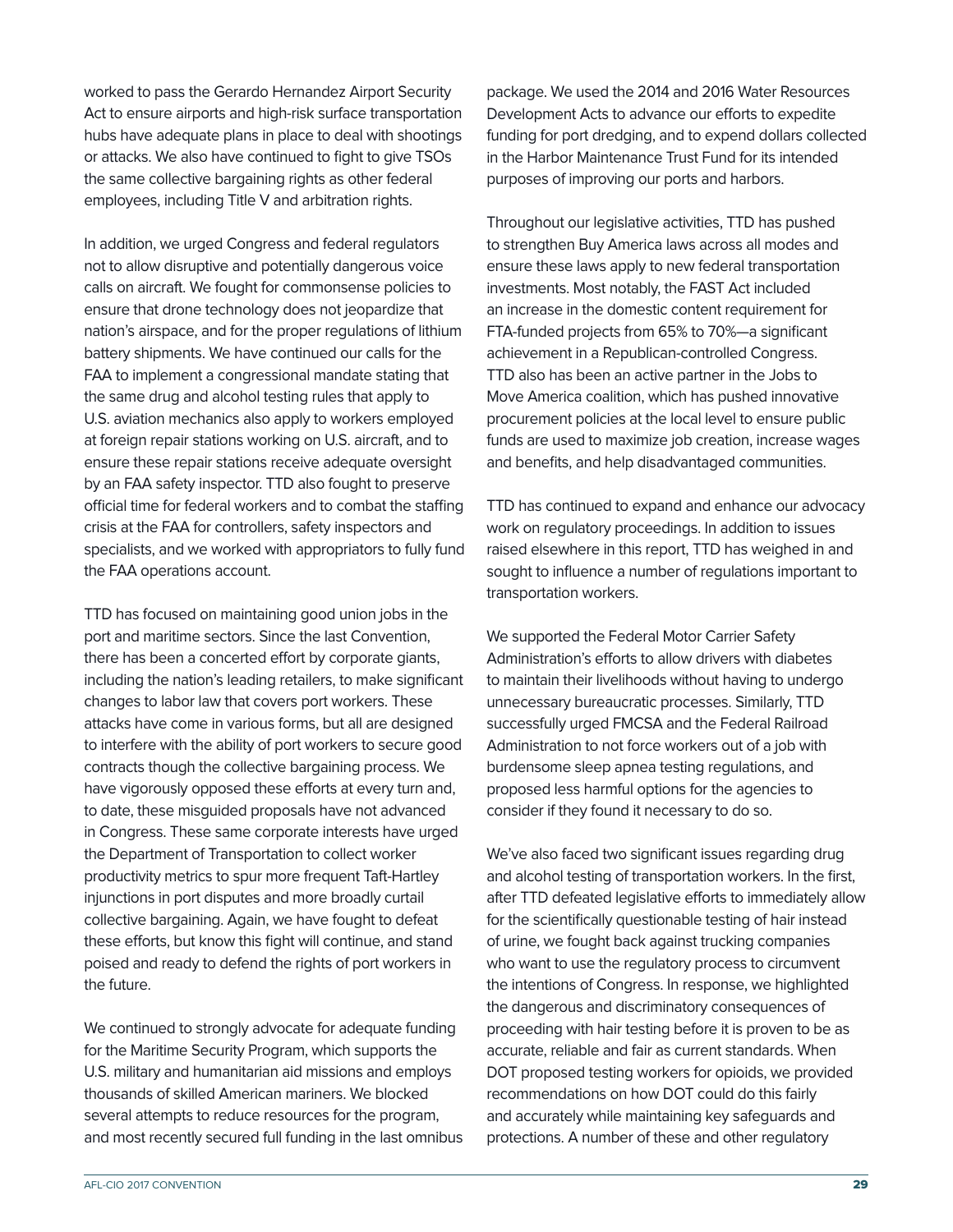worked to pass the Gerardo Hernandez Airport Security Act to ensure airports and high-risk surface transportation hubs have adequate plans in place to deal with shootings or attacks. We also have continued to fight to give TSOs the same collective bargaining rights as other federal employees, including Title V and arbitration rights.

In addition, we urged Congress and federal regulators not to allow disruptive and potentially dangerous voice calls on aircraft. We fought for commonsense policies to ensure that drone technology does not jeopardize that nation's airspace, and for the proper regulations of lithium battery shipments. We have continued our calls for the FAA to implement a congressional mandate stating that the same drug and alcohol testing rules that apply to U.S. aviation mechanics also apply to workers employed at foreign repair stations working on U.S. aircraft, and to ensure these repair stations receive adequate oversight by an FAA safety inspector. TTD also fought to preserve official time for federal workers and to combat the staffing crisis at the FAA for controllers, safety inspectors and specialists, and we worked with appropriators to fully fund the FAA operations account.

TTD has focused on maintaining good union jobs in the port and maritime sectors. Since the last Convention, there has been a concerted effort by corporate giants, including the nation's leading retailers, to make significant changes to labor law that covers port workers. These attacks have come in various forms, but all are designed to interfere with the ability of port workers to secure good contracts though the collective bargaining process. We have vigorously opposed these efforts at every turn and, to date, these misguided proposals have not advanced in Congress. These same corporate interests have urged the Department of Transportation to collect worker productivity metrics to spur more frequent Taft-Hartley injunctions in port disputes and more broadly curtail collective bargaining. Again, we have fought to defeat these efforts, but know this fight will continue, and stand poised and ready to defend the rights of port workers in the future.

We continued to strongly advocate for adequate funding for the Maritime Security Program, which supports the U.S. military and humanitarian aid missions and employs thousands of skilled American mariners. We blocked several attempts to reduce resources for the program, and most recently secured full funding in the last omnibus package. We used the 2014 and 2016 Water Resources Development Acts to advance our efforts to expedite funding for port dredging, and to expend dollars collected in the Harbor Maintenance Trust Fund for its intended purposes of improving our ports and harbors.

Throughout our legislative activities, TTD has pushed to strengthen Buy America laws across all modes and ensure these laws apply to new federal transportation investments. Most notably, the FAST Act included an increase in the domestic content requirement for FTA-funded projects from 65% to 70%—a significant achievement in a Republican-controlled Congress. TTD also has been an active partner in the Jobs to Move America coalition, which has pushed innovative procurement policies at the local level to ensure public funds are used to maximize job creation, increase wages and benefits, and help disadvantaged communities.

TTD has continued to expand and enhance our advocacy work on regulatory proceedings. In addition to issues raised elsewhere in this report, TTD has weighed in and sought to influence a number of regulations important to transportation workers.

We supported the Federal Motor Carrier Safety Administration's efforts to allow drivers with diabetes to maintain their livelihoods without having to undergo unnecessary bureaucratic processes. Similarly, TTD successfully urged FMCSA and the Federal Railroad Administration to not force workers out of a job with burdensome sleep apnea testing regulations, and proposed less harmful options for the agencies to consider if they found it necessary to do so.

We've also faced two significant issues regarding drug and alcohol testing of transportation workers. In the first, after TTD defeated legislative efforts to immediately allow for the scientifically questionable testing of hair instead of urine, we fought back against trucking companies who want to use the regulatory process to circumvent the intentions of Congress. In response, we highlighted the dangerous and discriminatory consequences of proceeding with hair testing before it is proven to be as accurate, reliable and fair as current standards. When DOT proposed testing workers for opioids, we provided recommendations on how DOT could do this fairly and accurately while maintaining key safeguards and protections. A number of these and other regulatory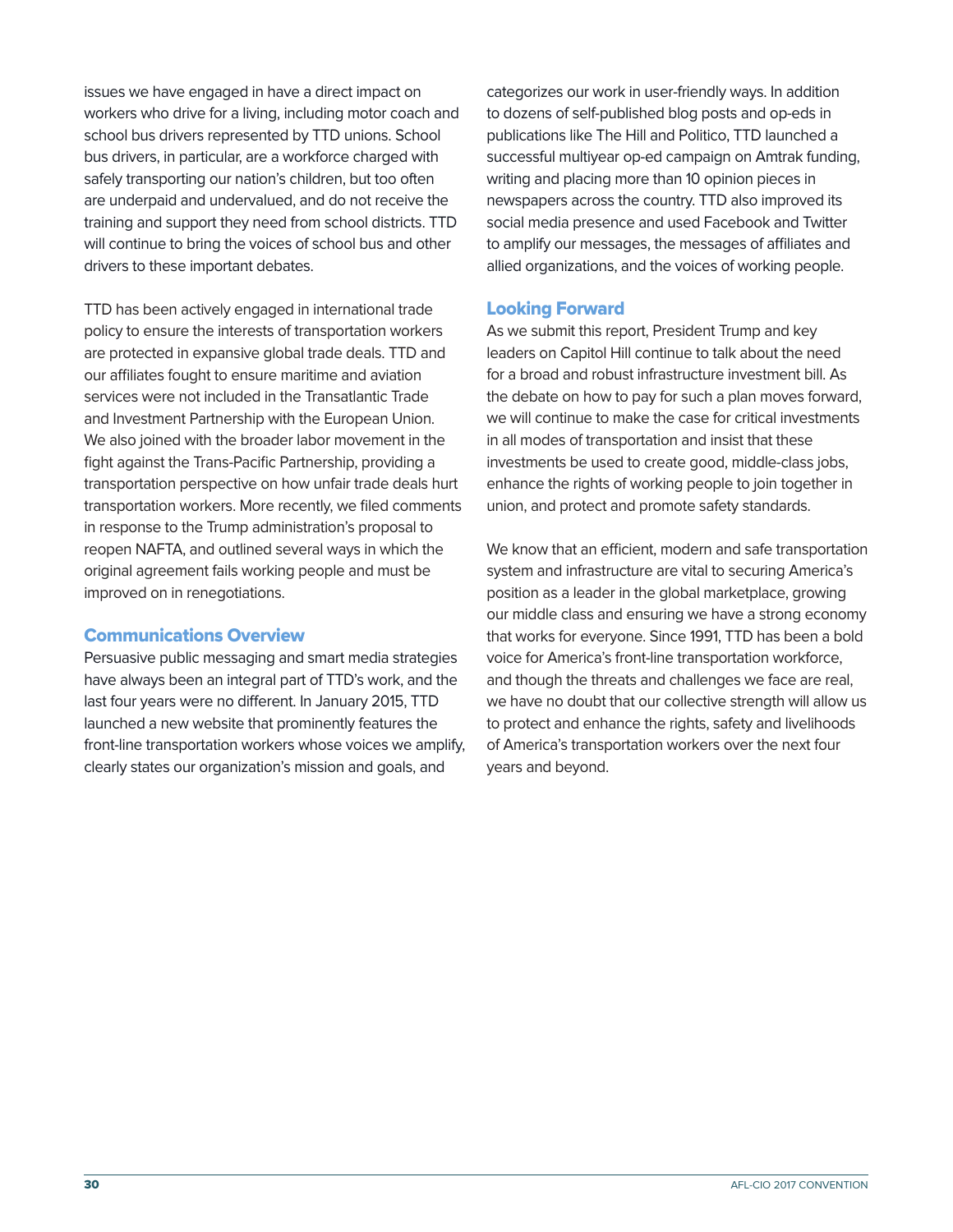issues we have engaged in have a direct impact on workers who drive for a living, including motor coach and school bus drivers represented by TTD unions. School bus drivers, in particular, are a workforce charged with safely transporting our nation's children, but too often are underpaid and undervalued, and do not receive the training and support they need from school districts. TTD will continue to bring the voices of school bus and other drivers to these important debates.

TTD has been actively engaged in international trade policy to ensure the interests of transportation workers are protected in expansive global trade deals. TTD and our affiliates fought to ensure maritime and aviation services were not included in the Transatlantic Trade and Investment Partnership with the European Union. We also joined with the broader labor movement in the fight against the Trans-Pacific Partnership, providing a transportation perspective on how unfair trade deals hurt transportation workers. More recently, we filed comments in response to the Trump administration's proposal to reopen NAFTA, and outlined several ways in which the original agreement fails working people and must be improved on in renegotiations.

## Communications Overview

Persuasive public messaging and smart media strategies have always been an integral part of TTD's work, and the last four years were no different. In January 2015, TTD launched a new website that prominently features the front-line transportation workers whose voices we amplify, clearly states our organization's mission and goals, and categorizes our work in user-friendly ways. In addition to dozens of self-published blog posts and op-eds in publications like The Hill and Politico, TTD launched a successful multiyear op-ed campaign on Amtrak funding, writing and placing more than 10 opinion pieces in newspapers across the country. TTD also improved its social media presence and used Facebook and Twitter to amplify our messages, the messages of affiliates and allied organizations, and the voices of working people.

## Looking Forward

As we submit this report, President Trump and key leaders on Capitol Hill continue to talk about the need for a broad and robust infrastructure investment bill. As the debate on how to pay for such a plan moves forward, we will continue to make the case for critical investments in all modes of transportation and insist that these investments be used to create good, middle-class jobs, enhance the rights of working people to join together in union, and protect and promote safety standards.

We know that an efficient, modern and safe transportation system and infrastructure are vital to securing America's position as a leader in the global marketplace, growing our middle class and ensuring we have a strong economy that works for everyone. Since 1991, TTD has been a bold voice for America's front-line transportation workforce, and though the threats and challenges we face are real, we have no doubt that our collective strength will allow us to protect and enhance the rights, safety and livelihoods of America's transportation workers over the next four years and beyond.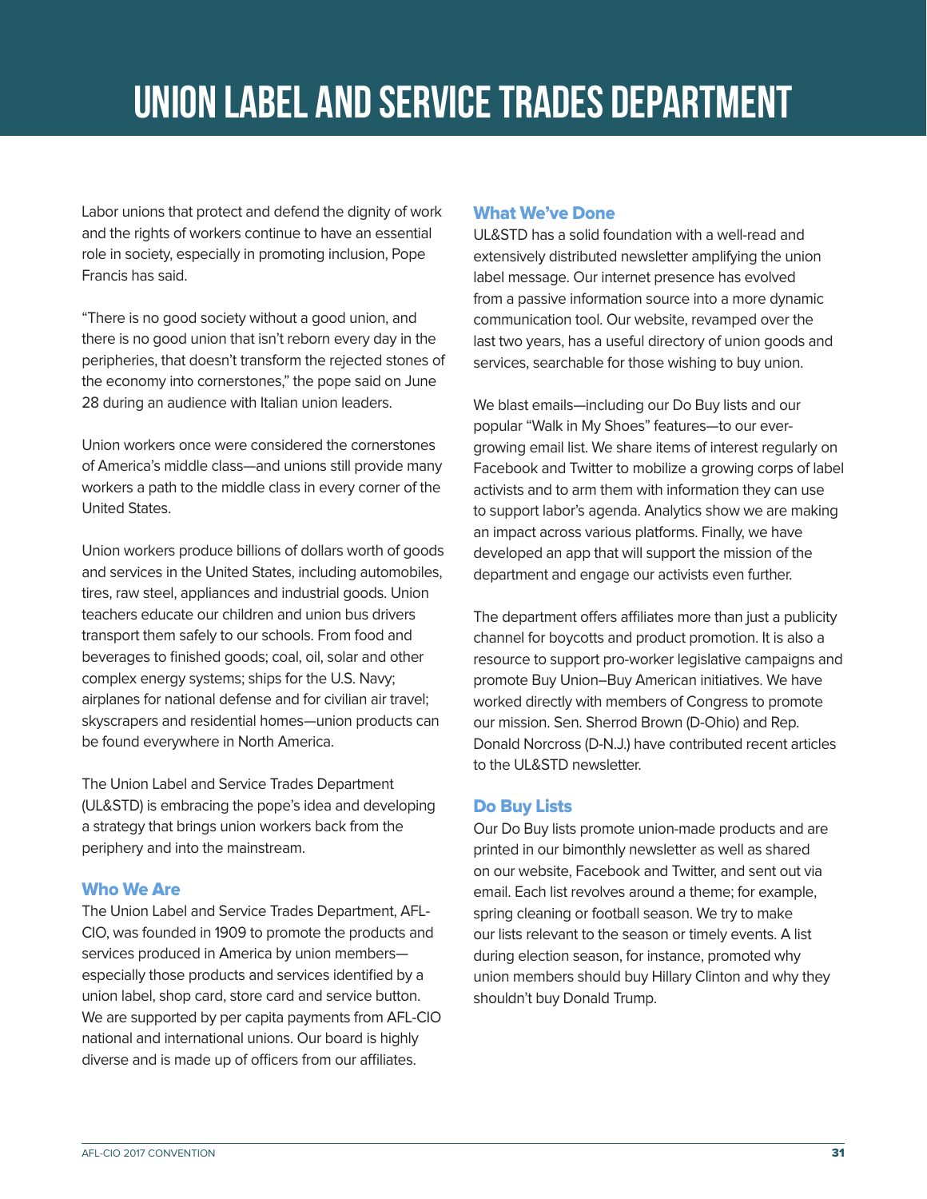# UNION LABEL AND SERVICE TRADES DEPARTMENT

Labor unions that protect and defend the dignity of work and the rights of workers continue to have an essential role in society, especially in promoting inclusion, Pope Francis has said.

"There is no good society without a good union, and there is no good union that isn't reborn every day in the peripheries, that doesn't transform the rejected stones of the economy into cornerstones," the pope said on June 28 during an audience with Italian union leaders.

Union workers once were considered the cornerstones of America's middle class—and unions still provide many workers a path to the middle class in every corner of the United States.

Union workers produce billions of dollars worth of goods and services in the United States, including automobiles, tires, raw steel, appliances and industrial goods. Union teachers educate our children and union bus drivers transport them safely to our schools. From food and beverages to finished goods; coal, oil, solar and other complex energy systems; ships for the U.S. Navy; airplanes for national defense and for civilian air travel; skyscrapers and residential homes—union products can be found everywhere in North America.

The Union Label and Service Trades Department (UL&STD) is embracing the pope's idea and developing a strategy that brings union workers back from the periphery and into the mainstream.

## Who We Are

The Union Label and Service Trades Department, AFL-CIO, was founded in 1909 to promote the products and services produced in America by union members—especially those products and services identified by a union label, shop card, store card and service button. We are supported by per capita payments from AFL-CIO national and international unions. Our board is highly diverse and is made up of officers from our affiliates.

## What We've Done

UL&STD has a solid foundation with a well-read and extensively distributed newsletter amplifying the union label message. Our internet presence has evolved from a passive information source into a more dynamic communication tool. Our website, revamped over the last two years, has a useful directory of union goods and services, searchable for those wishing to buy union.

We blast emails—including our Do Buy lists and our popular "Walk in My Shoes" features—to our ever-growing email list. We share items of interest regularly on Facebook and Twitter to mobilize a growing corps of label activists and to arm them with information they can use to support labor's agenda. Analytics show we are making an impact across various platforms. Finally, we have developed an app that will support the mission of the department and engage our activists even further.

The department offers affiliates more than just a publicity channel for boycotts and product promotion. It is also a resource to support pro-worker legislative campaigns and promote Buy Union–Buy American initiatives. We have worked directly with members of Congress to promote our mission. Sen. Sherrod Brown (D-Ohio) and Rep. Donald Norcross (D-N.J.) have contributed recent articles to the UL&STD newsletter.

## Do Buy Lists

Our Do Buy lists promote union-made products and are printed in our bimonthly newsletter as well as shared on our website, Facebook and Twitter, and sent out via email. Each list revolves around a theme; for example, spring cleaning or football season. We try to make our lists relevant to the season or timely events. A list during election season, for instance, promoted why union members should buy Hillary Clinton and why they shouldn't buy Donald Trump.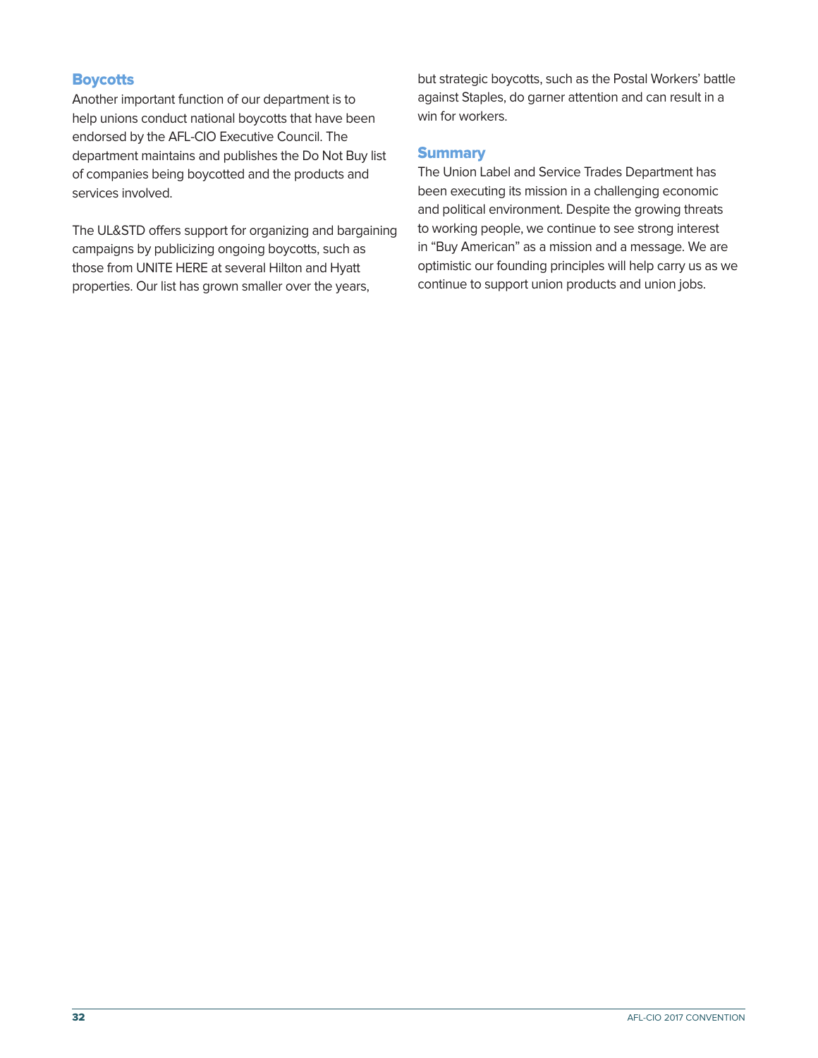## Boycotts

Another important function of our department is to help unions conduct national boycotts that have been endorsed by the AFL-CIO Executive Council. The department maintains and publishes the Do Not Buy list of companies being boycotted and the products and services involved.

The UL&STD offers support for organizing and bargaining campaigns by publicizing ongoing boycotts, such as those from UNITE HERE at several Hilton and Hyatt properties. Our list has grown smaller over the years, but strategic boycotts, such as the Postal Workers' battle against Staples, do garner attention and can result in a win for workers.

## Summary

The Union Label and Service Trades Department has been executing its mission in a challenging economic and political environment. Despite the growing threats to working people, we continue to see strong interest in "Buy American" as a mission and a message. We are optimistic our founding principles will help carry us as we continue to support union products and union jobs.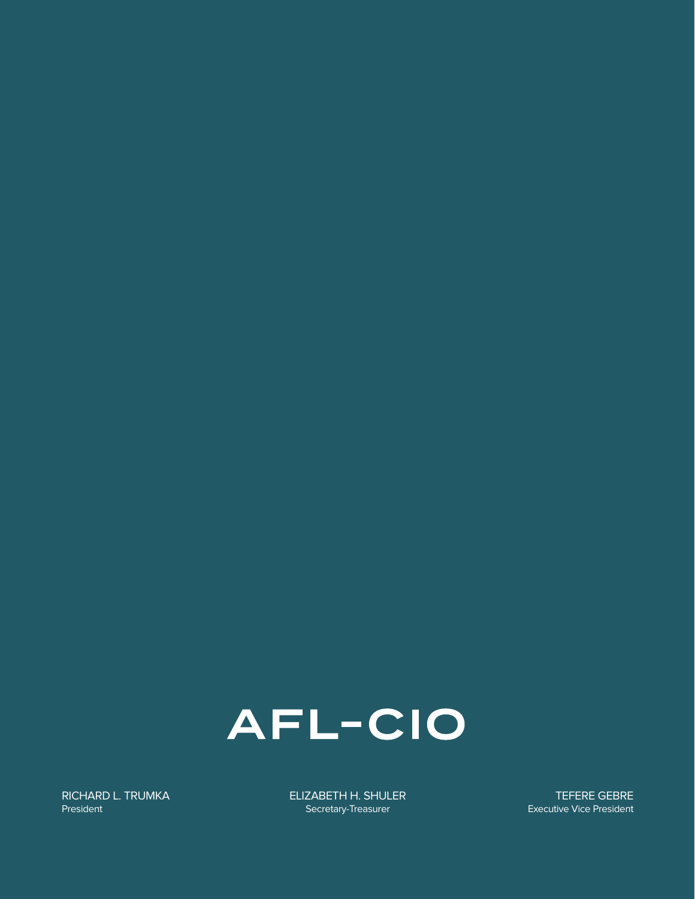# AFL-CIO

RICHARD L. TRUMKA
President

ELIZABETH H. SHULER
Secretary-Treasurer

TEFERE GEBRE
Executive Vice President